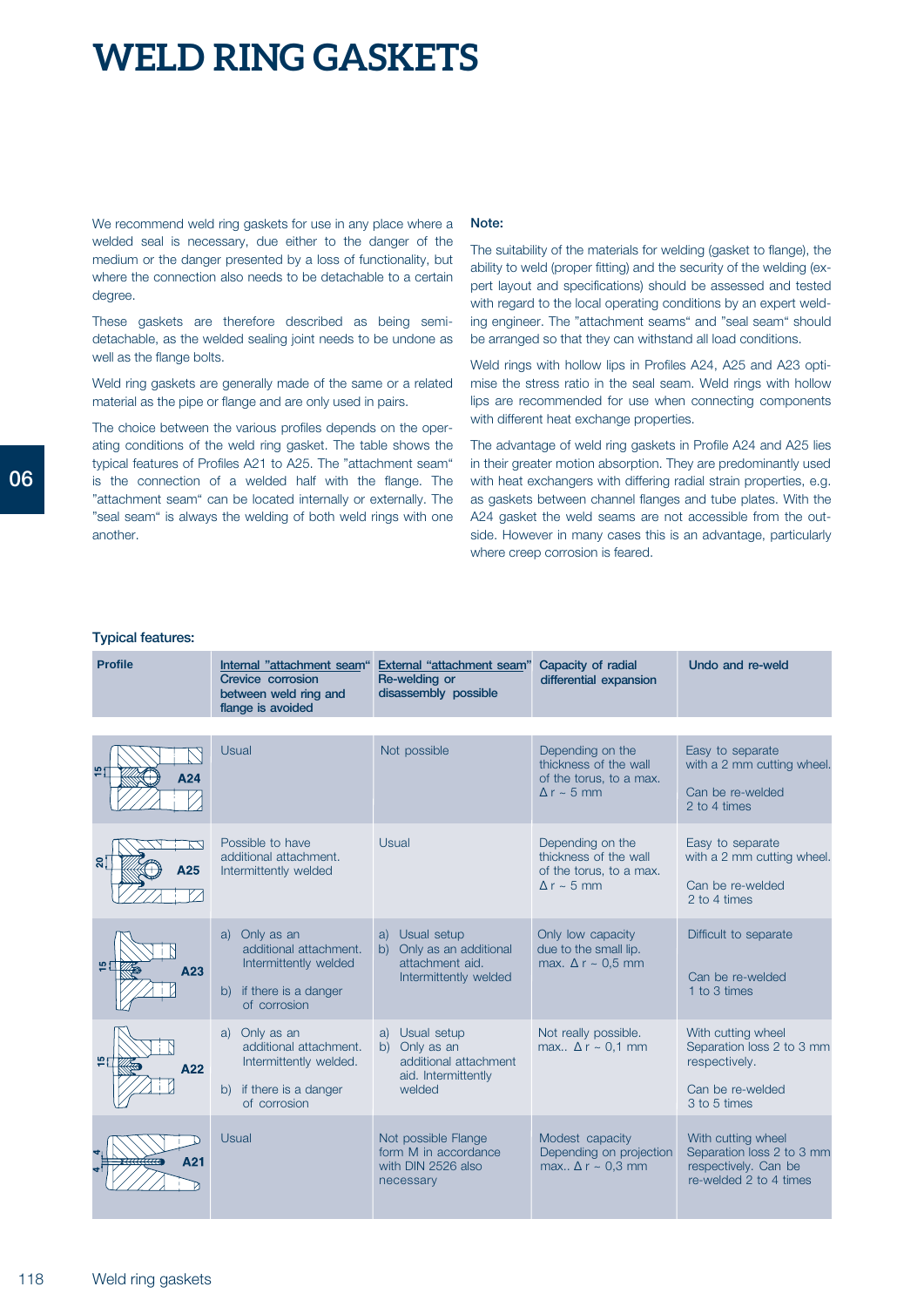# WELD RING GASKETS

We recommend weld ring gaskets for use in any place where a welded seal is necessary, due either to the danger of the medium or the danger presented by a loss of functionality, but where the connection also needs to be detachable to a certain degree.

These gaskets are therefore described as being semi-detachable, as the welded sealing joint needs to be undone as well as the flange bolts.

Weld ring gaskets are generally made of the same or a related material as the pipe or flange and are only used in pairs.

The choice between the various profiles depends on the operating conditions of the weld ring gasket. The table shows the typical features of Profiles A21 to A25. The "attachment seam" is the connection of a welded half with the flange. The "attachment seam" can be located internally or externally. The "seal seam" is always the welding of both weld rings with one another.

**Note:**

The suitability of the materials for welding (gasket to flange), the ability to weld (proper fitting) and the security of the welding (expert layout and specifications) should be assessed and tested with regard to the local operating conditions by an expert welding engineer. The "attachment seams" and "seal seam" should be arranged so that they can withstand all load conditions.

Weld rings with hollow lips in Profiles A24, A25 and A23 optimise the stress ratio in the seal seam. Weld rings with hollow lips are recommended for use when connecting components with different heat exchange properties.

The advantage of weld ring gaskets in Profile A24 and A25 lies in their greater motion absorption. They are predominantly used with heat exchangers with differing radial strain properties, e.g. as gaskets between channel flanges and tube plates. With the A24 gasket the weld seams are not accessible from the outside. However in many cases this is an advantage, particularly where creep corrosion is feared.

**Typical features:**

| Profile | Internal "attachment seam" Crevice corrosion between weld ring and flange is avoided | External "attachment seam" Re-welding or disassembly possible | Capacity of radial differential expansion | Undo and re-weld |
|---|---|---|---|---|
| A24 (15) | Usual | Not possible | Depending on the thickness of the wall of the torus, to a max. $\Delta r \sim 5$ mm | Easy to separate with a 2 mm cutting wheel. Can be re-welded 2 to 4 times |
| A25 (20) | Possible to have additional attachment. Intermittently welded | Usual | Depending on the thickness of the wall of the torus, to a max. $\Delta r \sim 5$ mm | Easy to separate with a 2 mm cutting wheel. Can be re-welded 2 to 4 times |
| A23 (15) | a) Only as an additional attachment. Intermittently welded b) if there is a danger of corrosion | a) Usual setup b) Only as an additional attachment aid. Intermittently welded | Only low capacity due to the small lip. max. $\Delta r \sim 0{,}5$ mm | Difficult to separate. Can be re-welded 1 to 3 times |
| A22 (15) | a) Only as an additional attachment. Intermittently welded. b) if there is a danger of corrosion | a) Usual setup b) Only as an additional attachment aid. Intermittently welded | Not really possible. max.. $\Delta r \sim 0{,}1$ mm | With cutting wheel Separation loss 2 to 3 mm respectively. Can be re-welded 3 to 5 times |
| A21 (4, 4) | Usual | Not possible Flange form M in accordance with DIN 2526 also necessary | Modest capacity Depending on projection max.. $\Delta r \sim 0{,}3$ mm | With cutting wheel Separation loss 2 to 3 mm respectively. Can be re-welded 2 to 4 times |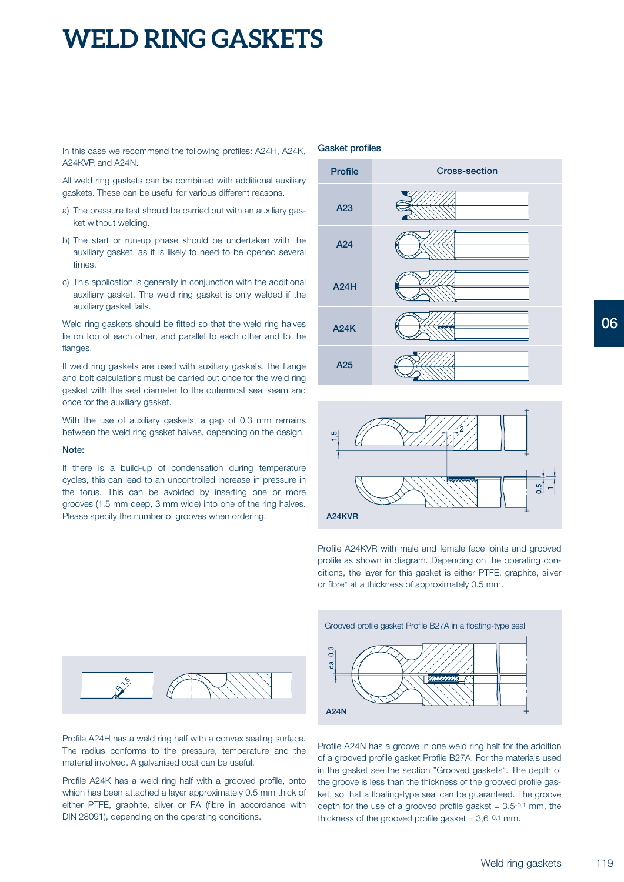# WELD RING GASKETS

In this case we recommend the following profiles: A24H, A24K, A24KVR and A24N.

All weld ring gaskets can be combined with additional auxiliary gaskets. These can be useful for various different reasons.

a) The pressure test should be carried out with an auxiliary gasket without welding.

b) The start or run-up phase should be undertaken with the auxiliary gasket, as it is likely to need to be opened several times.

c) This application is generally in conjunction with the additional auxiliary gasket. The weld ring gasket is only welded if the auxiliary gasket fails.

Weld ring gaskets should be fitted so that the weld ring halves lie on top of each other, and parallel to each other and to the flanges.

If weld ring gaskets are used with auxiliary gaskets, the flange and bolt calculations must be carried out once for the weld ring gasket with the seal diameter to the outermost seal seam and once for the auxiliary gasket.

With the use of auxiliary gaskets, a gap of 0.3 mm remains between the weld ring gasket halves, depending on the design.

**Note:**

If there is a build-up of condensation during temperature cycles, this can lead to an uncontrolled increase in pressure in the torus. This can be avoided by inserting one or more grooves (1.5 mm deep, 3 mm wide) into one of the ring halves. Please specify the number of grooves when ordering.

Profile A24H has a weld ring half with a convex sealing surface. The radius conforms to the pressure, temperature and the material involved. A galvanised coat can be useful.

Profile A24K has a weld ring half with a grooved profile, onto which has been attached a layer approximately 0.5 mm thick of either PTFE, graphite, silver or FA (fibre in accordance with DIN 28091), depending on the operating conditions.

**Gasket profiles**

| Profile | Cross-section |
|---|---|
| A23 | |
| A24 | |
| A24H | |
| A24K | |
| A25 | |

A24KVR

Profile A24KVR with male and female face joints and grooved profile as shown in diagram. Depending on the operating conditions, the layer for this gasket is either PTFE, graphite, silver or fibre* at a thickness of approximately 0.5 mm.

Grooved profile gasket Profile B27A in a floating-type seal

A24N

Profile A24N has a groove in one weld ring half for the addition of a grooved profile gasket Profile B27A. For the materials used in the gasket see the section "Grooved gaskets". The depth of the groove is less than the thickness of the grooved profile gasket, so that a floating-type seal can be guaranteed. The groove depth for the use of a grooved profile gasket = $3{,}5^{-0{,}1}$ mm, the thickness of the grooved profile gasket = $3{,}6^{+0{,}1}$ mm.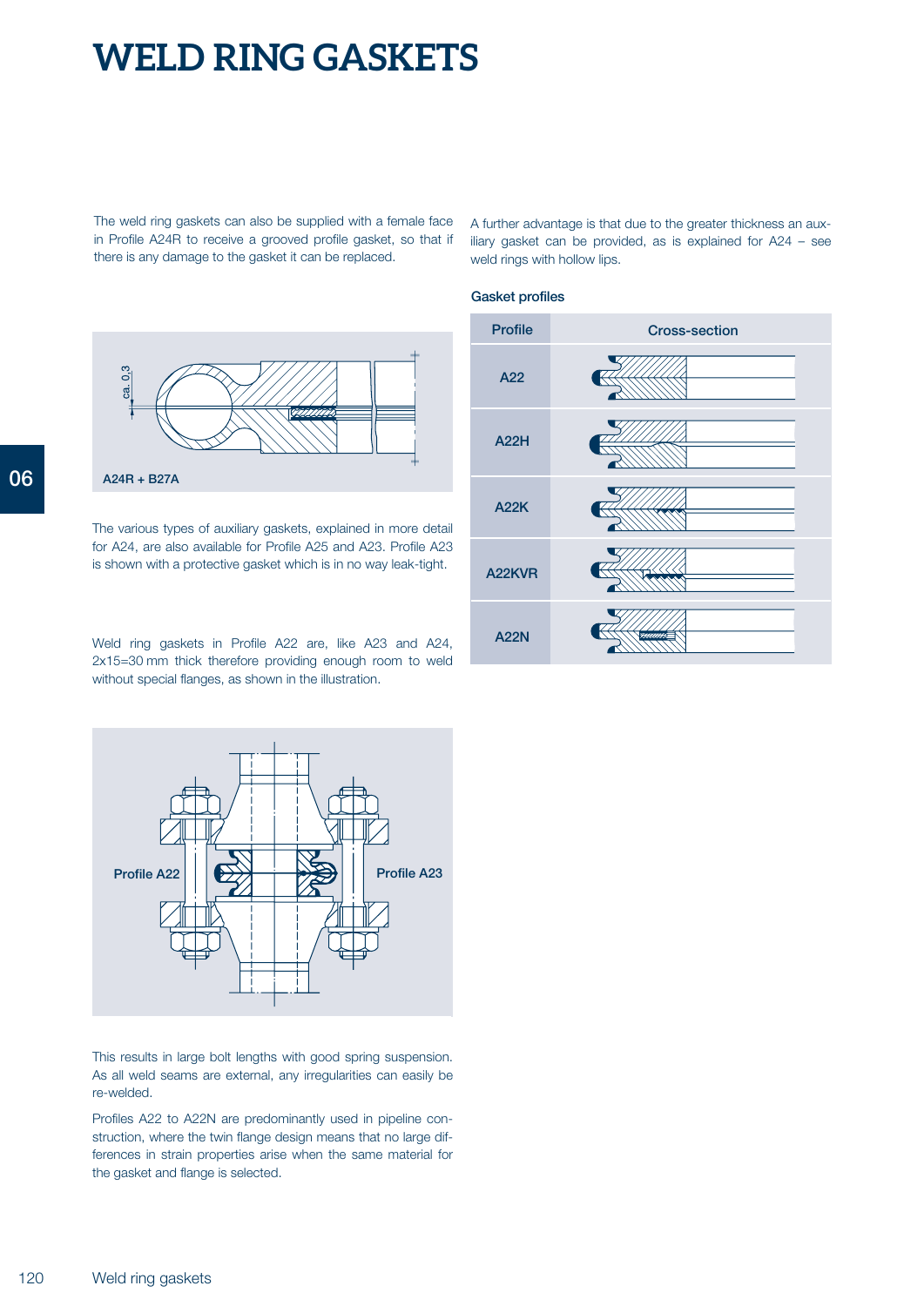# WELD RING GASKETS

The weld ring gaskets can also be supplied with a female face in Profile A24R to receive a grooved profile gasket, so that if there is any damage to the gasket it can be replaced.

A24R + B27A

The various types of auxiliary gaskets, explained in more detail for A24, are also available for Profile A25 and A23. Profile A23 is shown with a protective gasket which is in no way leak-tight.

Weld ring gaskets in Profile A22 are, like A23 and A24, 2x15=30 mm thick therefore providing enough room to weld without special flanges, as shown in the illustration.

Profile A22 | Profile A23

This results in large bolt lengths with good spring suspension. As all weld seams are external, any irregularities can easily be re-welded.

Profiles A22 to A22N are predominantly used in pipeline construction, where the twin flange design means that no large differences in strain properties arise when the same material for the gasket and flange is selected.

A further advantage is that due to the greater thickness an auxiliary gasket can be provided, as is explained for A24 – see weld rings with hollow lips.

**Gasket profiles**

| Profile | Cross-section |
|---|---|
| A22 | |
| A22H | |
| A22K | |
| A22KVR | |
| A22N | |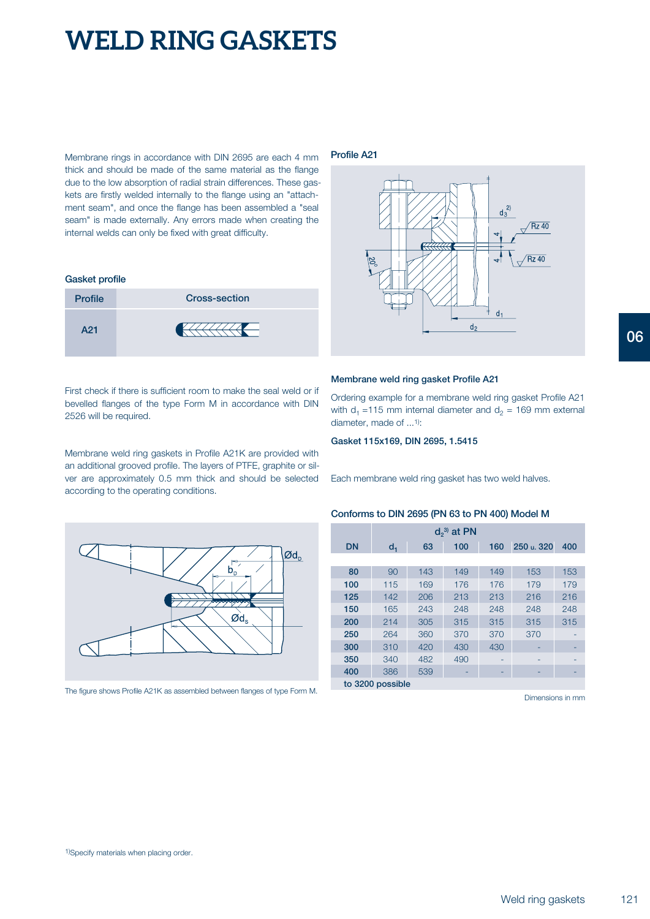# WELD RING GASKETS

Membrane rings in accordance with DIN 2695 are each 4 mm thick and should be made of the same material as the flange due to the low absorption of radial strain differences. These gaskets are firstly welded internally to the flange using an "attachment seam", and once the flange has been assembled a "seal seam" is made externally. Any errors made when creating the internal welds can only be fixed with great difficulty.

### Gasket profile

| Profile | Cross-section |
|---|---|
| A21 | |

First check if there is sufficient room to make the seal weld or if bevelled flanges of the type Form M in accordance with DIN 2526 will be required.

Membrane weld ring gaskets in Profile A21K are provided with an additional grooved profile. The layers of PTFE, graphite or silver are approximately 0.5 mm thick and should be selected according to the operating conditions.

The figure shows Profile A21K as assembled between flanges of type Form M.

### Profile A21

### Membrane weld ring gasket Profile A21

Ordering example for a membrane weld ring gasket Profile A21 with $d_1$ =115 mm internal diameter and $d_2$ = 169 mm external diameter, made of ...[1]:

**Gasket 115x169, DIN 2695, 1.5415**

Each membrane weld ring gasket has two weld halves.

### Conforms to DIN 2695 (PN 63 to PN 400) Model M

| DN | $d_1$ | $d_2$[3] at PN 63 | 100 | 160 | 250 u. 320 | 400 |
|---|---|---|---|---|---|---|
| 80 | 90 | 143 | 149 | 149 | 153 | 153 |
| 100 | 115 | 169 | 176 | 176 | 179 | 179 |
| 125 | 142 | 206 | 213 | 213 | 216 | 216 |
| 150 | 165 | 243 | 248 | 248 | 248 | 248 |
| 200 | 214 | 305 | 315 | 315 | 315 | 315 |
| 250 | 264 | 360 | 370 | 370 | 370 | - |
| 300 | 310 | 420 | 430 | 430 | - | - |
| 350 | 340 | 482 | 490 | - | - | - |
| 400 | 386 | 539 | - | - | - | - |
| to 3200 possible | | | | | | |

Dimensions in mm

[1] Specify materials when placing order.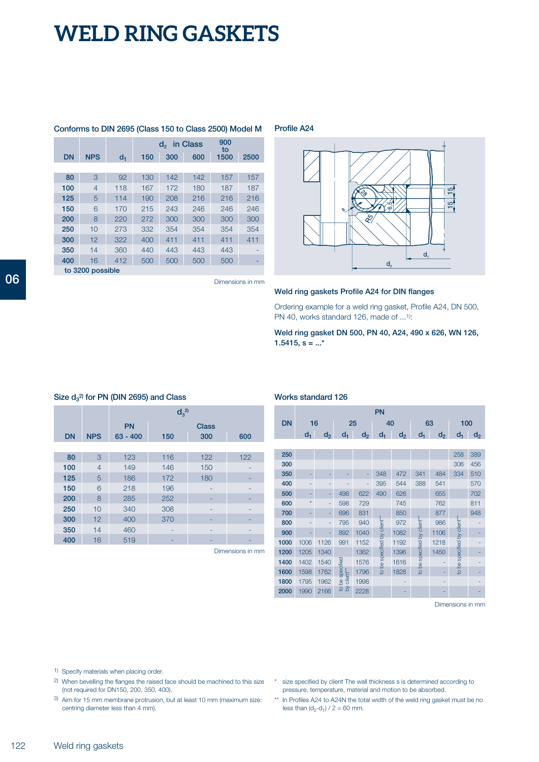# WELD RING GASKETS

### Conforms to DIN 2695 (Class 150 to Class 2500) Model M

| DN | NPS | $d_1$ | $d_2$ in Class 150 | 300 | 600 | 900 to 1500 | 2500 |
|---|---|---|---|---|---|---|---|
| **80** | 3 | 92 | 130 | 142 | 142 | 157 | 157 |
| **100** | 4 | 118 | 167 | 172 | 180 | 187 | 187 |
| **125** | 5 | 114 | 190 | 208 | 216 | 216 | 216 |
| **150** | 6 | 170 | 215 | 243 | 246 | 246 | 246 |
| **200** | 8 | 220 | 272 | 300 | 300 | 300 | 300 |
| **250** | 10 | 273 | 332 | 354 | 354 | 354 | 354 |
| **300** | 12 | 322 | 400 | 411 | 411 | 411 | 411 |
| **350** | 14 | 360 | 440 | 443 | 443 | 443 | - |
| **400** | 16 | 412 | 500 | 500 | 500 | 500 | - |
| to 3200 possible | | | | | | | |

Dimensions in mm

### Profile A24

### Weld ring gaskets Profile A24 for DIN flanges

Ordering example for a weld ring gasket, Profile A24, DN 500, PN 40, works standard 126, made of ...[1]:

**Weld ring gasket DN 500, PN 40, A24, 490 x 626, WN 126, 1.5415, s = ...***

### Size $d_3$[2] for PN (DIN 2695) and Class

| DN | NPS | $d_3$[2] PN 63 - 400 | Class 150 | Class 300 | Class 600 |
|---|---|---|---|---|---|
| **80** | 3 | 123 | 116 | 122 | 122 |
| **100** | 4 | 149 | 146 | 150 | - |
| **125** | 5 | 186 | 172 | 180 | - |
| **150** | 6 | 218 | 196 | - | - |
| **200** | 8 | 285 | 252 | - | - |
| **250** | 10 | 340 | 308 | - | - |
| **300** | 12 | 400 | 370 | - | - |
| **350** | 14 | 460 | - | - | - |
| **400** | 16 | 519 | - | - | - |

Dimensions in mm

### Works standard 126

| DN | PN 16 $d_1$ | PN 16 $d_2$ | PN 25 $d_1$ | PN 25 $d_2$ | PN 40 $d_1$ | PN 40 $d_2$ | PN 63 $d_1$ | PN 63 $d_2$ | PN 100 $d_1$ | PN 100 $d_2$ |
|---|---|---|---|---|---|---|---|---|---|---|
| **250** | | | | | | | | | 258 | 389 |
| **300** | | | | | | | | | 306 | 456 |
| **350** | - | - | - | - | 348 | 472 | 341 | 484 | 334 | 510 |
| **400** | - | - | - | - | 395 | 544 | 388 | 541 | | 570 |
| **500** | - | - | 498 | 622 | 490 | 626 | | 655 | | 702 |
| **600** | * | - | 598 | 729 | | 745 | | 762 | | 811 |
| **700** | - | - | 696 | 831 | | 850 | | 877 | | 948 |
| **800** | - | - | 795 | 940 | | 972 | | 986 | | - |
| **900** | - | - | 892 | 1040 | | 1082 | | 1106 | | - |
| **1000** | 1006 | 1126 | 991 | 1152 | | 1192 | | 1218 | | - |
| **1200** | 1205 | 1340 | | 1362 | to be specified by client** | 1396 | to be specified by client** | 1450 | to be specified by client** | - |
| **1400** | 1402 | 1540 | | 1576 | | 1616 | | - | | - |
| **1600** | 1598 | 1762 | to be specified by client** | 1796 | | 1828 | | - | | - |
| **1800** | 1795 | 1962 | | 1998 | | - | | - | | - |
| **2000** | 1990 | 2166 | | 2228 | | - | | - | | - |

Dimensions in mm

[1] Specify materials when placing order.

[2] When bevelling the flanges the raised face should be machined to this size (not required for DN150, 200, 350, 400).

[3] Aim for 15 mm membrane protrusion, but at least 10 mm (maximum size: centring diameter less than 4 mm).

\* size specified by client The wall thickness s is determined according to pressure, temperature, material and motion to be absorbed.

\*\* In Profiles A24 to A24N the total width of the weld ring gasket must be no less than $(d_2-d_1) / 2 = 60$ mm.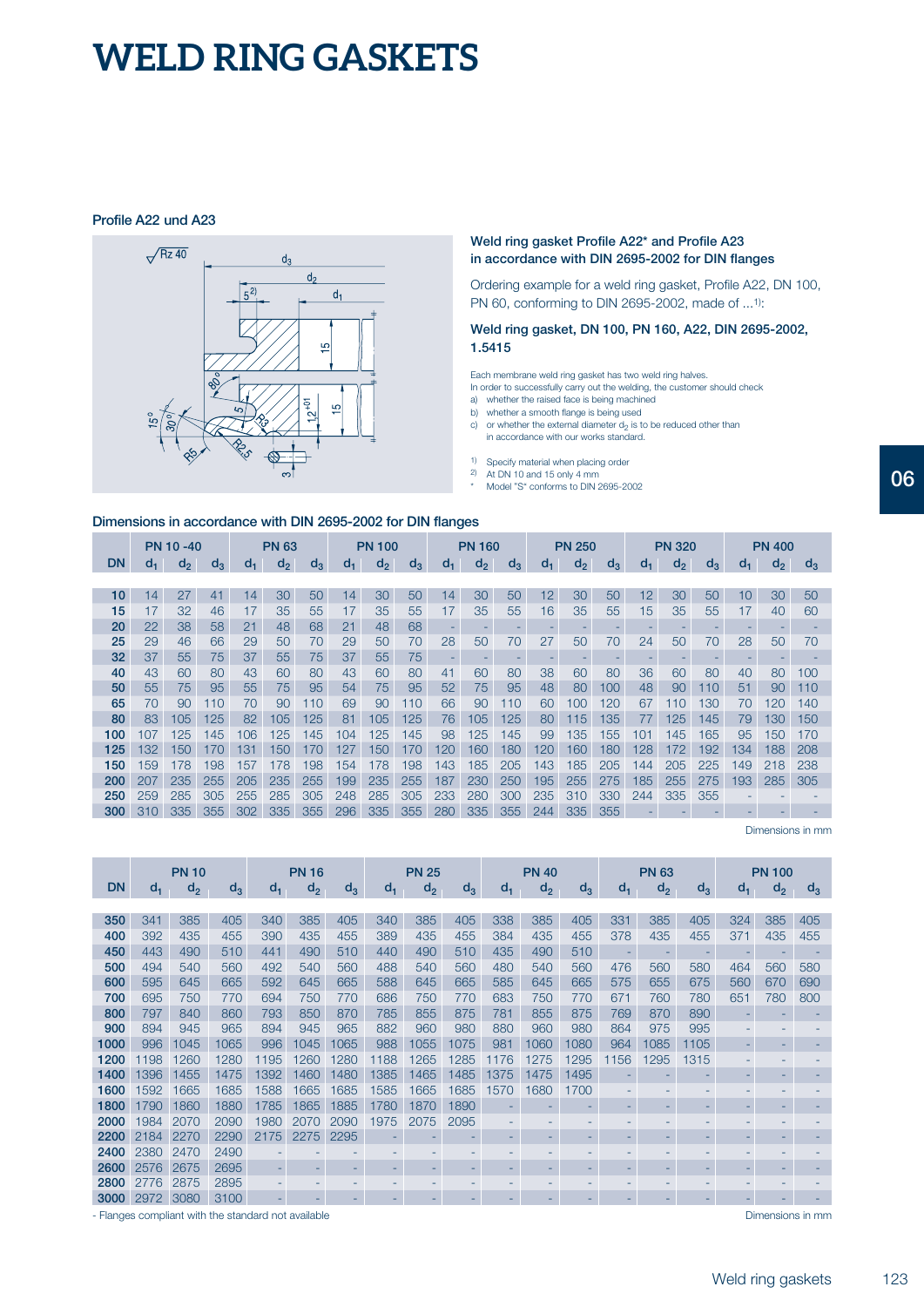# WELD RING GASKETS

### Profile A22 und A23

### Weld ring gasket Profile A22* and Profile A23 in accordance with DIN 2695-2002 for DIN flanges

Ordering example for a weld ring gasket, Profile A22, DN 100, PN 60, conforming to DIN 2695-2002, made of ...[1]:

**Weld ring gasket, DN 100, PN 160, A22, DIN 2695-2002, 1.5415**

Each membrane weld ring gasket has two weld ring halves.
In order to successfully carry out the welding, the customer should check
a) whether the raised face is being machined
b) whether a smooth flange is being used
c) or whether the external diameter $d_2$ is to be reduced other than in accordance with our works standard.

[1] Specify material when placing order
[2] At DN 10 and 15 only 4 mm
\* Model "S" conforms to DIN 2695-2002

### Dimensions in accordance with DIN 2695-2002 for DIN flanges

| DN | PN 10 -40 | | | PN 63 | | | PN 100 | | | PN 160 | | | PN 250 | | | PN 320 | | | PN 400 | | |
|---|---|---|---|---|---|---|---|---|---|---|---|---|---|---|---|---|---|---|---|---|---|
| | $d_1$ | $d_2$ | $d_3$ | $d_1$ | $d_2$ | $d_3$ | $d_1$ | $d_2$ | $d_3$ | $d_1$ | $d_2$ | $d_3$ | $d_1$ | $d_2$ | $d_3$ | $d_1$ | $d_2$ | $d_3$ | $d_1$ | $d_2$ | $d_3$ |
| 10 | 14 | 27 | 41 | 14 | 30 | 50 | 14 | 30 | 50 | 14 | 30 | 50 | 12 | 30 | 50 | 12 | 30 | 50 | 10 | 30 | 50 |
| 15 | 17 | 32 | 46 | 17 | 35 | 55 | 17 | 35 | 55 | 17 | 35 | 55 | 16 | 35 | 55 | 15 | 35 | 55 | 17 | 40 | 60 |
| 20 | 22 | 38 | 58 | 21 | 48 | 68 | 21 | 48 | 68 | - | - | - | - | - | - | - | - | - | - | - | - |
| 25 | 29 | 46 | 66 | 29 | 50 | 70 | 29 | 50 | 70 | 28 | 50 | 70 | 27 | 50 | 70 | 24 | 50 | 70 | 28 | 50 | 70 |
| 32 | 37 | 55 | 75 | 37 | 55 | 75 | 37 | 55 | 75 | - | - | - | - | - | - | - | - | - | - | - | - |
| 40 | 43 | 60 | 80 | 43 | 60 | 80 | 43 | 60 | 80 | 41 | 60 | 80 | 38 | 60 | 80 | 36 | 60 | 80 | 40 | 80 | 100 |
| 50 | 55 | 75 | 95 | 55 | 75 | 95 | 54 | 75 | 95 | 52 | 75 | 95 | 48 | 80 | 100 | 48 | 90 | 110 | 51 | 90 | 110 |
| 65 | 70 | 90 | 110 | 70 | 90 | 110 | 69 | 90 | 110 | 66 | 90 | 110 | 60 | 100 | 120 | 67 | 110 | 130 | 70 | 120 | 140 |
| 80 | 83 | 105 | 125 | 82 | 105 | 125 | 81 | 105 | 125 | 76 | 105 | 125 | 80 | 115 | 135 | 77 | 125 | 145 | 79 | 130 | 150 |
| 100 | 107 | 125 | 145 | 106 | 125 | 145 | 104 | 125 | 145 | 98 | 125 | 145 | 99 | 135 | 155 | 101 | 145 | 165 | 95 | 150 | 170 |
| 125 | 132 | 150 | 170 | 131 | 150 | 170 | 127 | 150 | 170 | 120 | 160 | 180 | 120 | 160 | 180 | 128 | 172 | 192 | 134 | 188 | 208 |
| 150 | 159 | 178 | 198 | 157 | 178 | 198 | 154 | 178 | 198 | 143 | 185 | 205 | 143 | 185 | 205 | 144 | 205 | 225 | 149 | 218 | 238 |
| 200 | 207 | 235 | 255 | 205 | 235 | 255 | 199 | 235 | 255 | 187 | 230 | 250 | 195 | 255 | 275 | 185 | 255 | 275 | 193 | 285 | 305 |
| 250 | 259 | 285 | 305 | 255 | 285 | 305 | 248 | 285 | 305 | 233 | 280 | 300 | 235 | 310 | 330 | 244 | 335 | 355 | - | - | - |
| 300 | 310 | 335 | 355 | 302 | 335 | 355 | 296 | 335 | 355 | 280 | 335 | 355 | 244 | 335 | 355 | - | - | - | - | - | - |

Dimensions in mm

| DN | PN 10 | | | PN 16 | | | PN 25 | | | PN 40 | | | PN 63 | | | PN 100 | | |
|---|---|---|---|---|---|---|---|---|---|---|---|---|---|---|---|---|---|---|
| | $d_1$ | $d_2$ | $d_3$ | $d_1$ | $d_2$ | $d_3$ | $d_1$ | $d_2$ | $d_3$ | $d_1$ | $d_2$ | $d_3$ | $d_1$ | $d_2$ | $d_3$ | $d_1$ | $d_2$ | $d_3$ |
| 350 | 341 | 385 | 405 | 340 | 385 | 405 | 340 | 385 | 405 | 338 | 385 | 405 | 331 | 385 | 405 | 324 | 385 | 405 |
| 400 | 392 | 435 | 455 | 390 | 435 | 455 | 389 | 435 | 455 | 384 | 435 | 455 | 378 | 435 | 455 | 371 | 435 | 455 |
| 450 | 443 | 490 | 510 | 441 | 490 | 510 | 440 | 490 | 510 | 435 | 490 | 510 | - | - | - | - | - | - |
| 500 | 494 | 540 | 560 | 492 | 540 | 560 | 488 | 540 | 560 | 480 | 540 | 560 | 476 | 560 | 580 | 464 | 560 | 580 |
| 600 | 595 | 645 | 665 | 592 | 645 | 665 | 588 | 645 | 665 | 585 | 645 | 665 | 575 | 655 | 675 | 560 | 670 | 690 |
| 700 | 695 | 750 | 770 | 694 | 750 | 770 | 686 | 750 | 770 | 683 | 750 | 770 | 671 | 760 | 780 | 651 | 780 | 800 |
| 800 | 797 | 840 | 860 | 793 | 850 | 870 | 785 | 855 | 875 | 781 | 855 | 875 | 769 | 870 | 890 | - | - | - |
| 900 | 894 | 945 | 965 | 894 | 945 | 965 | 882 | 960 | 980 | 880 | 960 | 980 | 864 | 975 | 995 | - | - | - |
| 1000 | 996 | 1045 | 1065 | 996 | 1045 | 1065 | 988 | 1055 | 1075 | 981 | 1060 | 1080 | 964 | 1085 | 1105 | - | - | - |
| 1200 | 1198 | 1260 | 1280 | 1195 | 1260 | 1280 | 1188 | 1265 | 1285 | 1176 | 1275 | 1295 | 1156 | 1295 | 1315 | - | - | - |
| 1400 | 1396 | 1455 | 1475 | 1392 | 1460 | 1480 | 1385 | 1465 | 1485 | 1375 | 1475 | 1495 | - | - | - | - | - | - |
| 1600 | 1592 | 1665 | 1685 | 1588 | 1665 | 1685 | 1585 | 1665 | 1685 | 1570 | 1680 | 1700 | - | - | - | - | - | - |
| 1800 | 1790 | 1860 | 1880 | 1785 | 1865 | 1885 | 1780 | 1870 | 1890 | - | - | - | - | - | - | - | - | - |
| 2000 | 1984 | 2070 | 2090 | 1980 | 2070 | 2090 | 1975 | 2075 | 2095 | - | - | - | - | - | - | - | - | - |
| 2200 | 2184 | 2270 | 2290 | 2175 | 2275 | 2295 | - | - | - | - | - | - | - | - | - | - | - | - |
| 2400 | 2380 | 2470 | 2490 | - | - | - | - | - | - | - | - | - | - | - | - | - | - | - |
| 2600 | 2576 | 2675 | 2695 | - | - | - | - | - | - | - | - | - | - | - | - | - | - | - |
| 2800 | 2776 | 2875 | 2895 | - | - | - | - | - | - | - | - | - | - | - | - | - | - | - |
| 3000 | 2972 | 3080 | 3100 | - | - | - | - | - | - | - | - | - | - | - | - | - | - | - |

\- Flanges compliant with the standard not available

Dimensions in mm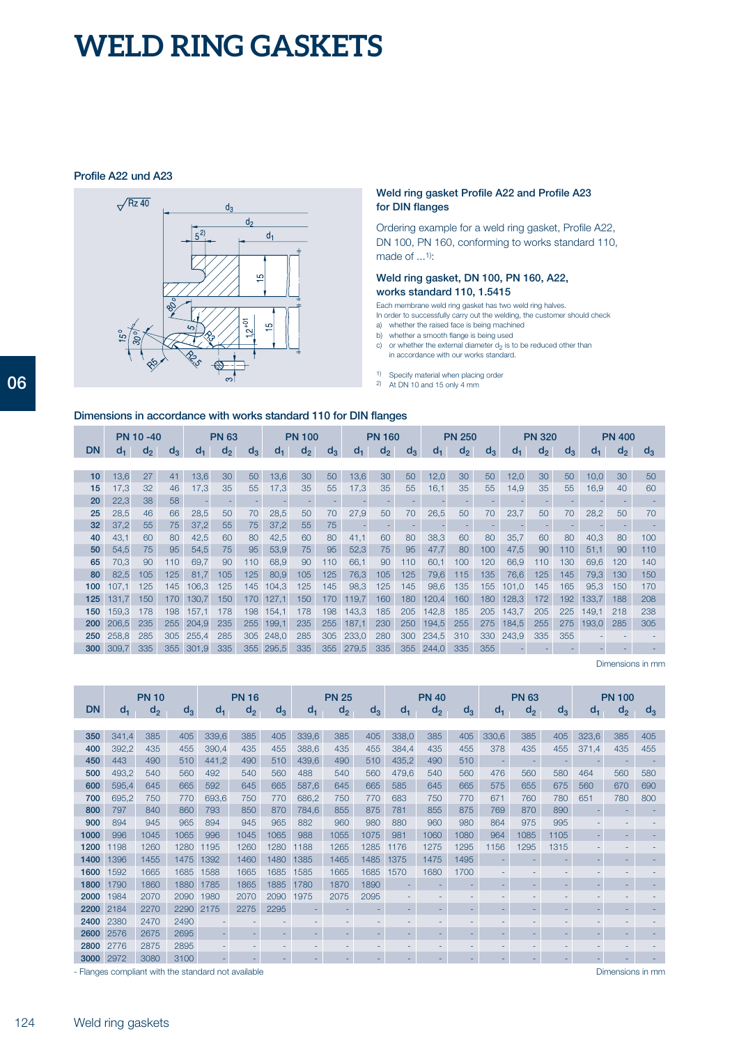# WELD RING GASKETS

### Profile A22 und A23

### Weld ring gasket Profile A22 and Profile A23 for DIN flanges

Ordering example for a weld ring gasket, Profile A22, DN 100, PN 160, conforming to works standard 110, made of ...[1]:

### Weld ring gasket, DN 100, PN 160, A22, works standard 110, 1.5415

Each membrane weld ring gasket has two weld ring halves.
In order to successfully carry out the welding, the customer should check
a) whether the raised face is being machined
b) whether a smooth flange is being used
c) or whether the external diameter $d_2$ is to be reduced other than in accordance with our works standard.

[1] Specify material when placing order
[2] At DN 10 and 15 only 4 mm

### Dimensions in accordance with works standard 110 for DIN flanges

| DN | PN 10 -40 | | | PN 63 | | | PN 100 | | | PN 160 | | | PN 250 | | | PN 320 | | | PN 400 | | |
|---|---|---|---|---|---|---|---|---|---|---|---|---|---|---|---|---|---|---|---|---|---|
| | $d_1$ | $d_2$ | $d_3$ | $d_1$ | $d_2$ | $d_3$ | $d_1$ | $d_2$ | $d_3$ | $d_1$ | $d_2$ | $d_3$ | $d_1$ | $d_2$ | $d_3$ | $d_1$ | $d_2$ | $d_3$ | $d_1$ | $d_2$ | $d_3$ |
| 10 | 13,6 | 27 | 41 | 13,6 | 30 | 50 | 13,6 | 30 | 50 | 13,6 | 30 | 50 | 12,0 | 30 | 50 | 12,0 | 30 | 50 | 10,0 | 30 | 50 |
| 15 | 17,3 | 32 | 46 | 17,3 | 35 | 55 | 17,3 | 35 | 55 | 17,3 | 35 | 55 | 16,1 | 35 | 55 | 14,9 | 35 | 55 | 16,9 | 40 | 60 |
| 20 | 22,3 | 38 | 58 | - | - | - | - | - | - | - | - | - | - | - | - | - | - | - | - | - | - |
| 25 | 28,5 | 46 | 66 | 28,5 | 50 | 70 | 28,5 | 50 | 70 | 27,9 | 50 | 70 | 26,5 | 50 | 70 | 23,7 | 50 | 70 | 28,2 | 50 | 70 |
| 32 | 37,2 | 55 | 75 | 37,2 | 55 | 75 | 37,2 | 55 | 75 | - | - | - | - | - | - | - | - | - | - | - | - |
| 40 | 43,1 | 60 | 80 | 42,5 | 60 | 80 | 42,5 | 60 | 80 | 41,1 | 60 | 80 | 38,3 | 60 | 80 | 35,7 | 60 | 80 | 40,3 | 80 | 100 |
| 50 | 54,5 | 75 | 95 | 54,5 | 75 | 95 | 53,9 | 75 | 95 | 52,3 | 75 | 95 | 47,7 | 80 | 100 | 47,5 | 90 | 110 | 51,1 | 90 | 110 |
| 65 | 70,3 | 90 | 110 | 69,7 | 90 | 110 | 68,9 | 90 | 110 | 66,1 | 90 | 110 | 60,1 | 100 | 120 | 66,9 | 110 | 130 | 69,6 | 120 | 140 |
| 80 | 82,5 | 105 | 125 | 81,7 | 105 | 125 | 80,9 | 105 | 125 | 76,3 | 105 | 125 | 79,6 | 115 | 135 | 76,6 | 125 | 145 | 79,3 | 130 | 150 |
| 100 | 107,1 | 125 | 145 | 106,3 | 125 | 145 | 104,3 | 125 | 145 | 98,3 | 125 | 145 | 98,6 | 135 | 155 | 101,0 | 145 | 165 | 95,3 | 150 | 170 |
| 125 | 131,7 | 150 | 170 | 130,7 | 150 | 170 | 127,1 | 150 | 170 | 119,7 | 160 | 180 | 120,4 | 160 | 180 | 128,3 | 172 | 192 | 133,7 | 188 | 208 |
| 150 | 159,3 | 178 | 198 | 157,1 | 178 | 198 | 154,1 | 178 | 198 | 143,3 | 185 | 205 | 142,8 | 185 | 205 | 143,7 | 205 | 225 | 149,1 | 218 | 238 |
| 200 | 206,5 | 235 | 255 | 204,9 | 235 | 255 | 199,1 | 235 | 255 | 187,1 | 230 | 250 | 194,5 | 255 | 275 | 184,5 | 255 | 275 | 193,0 | 285 | 305 |
| 250 | 258,8 | 285 | 305 | 255,4 | 285 | 305 | 248,0 | 285 | 305 | 233,0 | 280 | 300 | 234,5 | 310 | 330 | 243,9 | 335 | 355 | - | - | - |
| 300 | 309,7 | 335 | 355 | 301,9 | 335 | 355 | 295,5 | 335 | 355 | 279,5 | 335 | 355 | 244,0 | 335 | 355 | - | - | - | - | - | - |

Dimensions in mm

| DN | PN 10 | | | PN 16 | | | PN 25 | | | PN 40 | | | PN 63 | | | PN 100 | | |
|---|---|---|---|---|---|---|---|---|---|---|---|---|---|---|---|---|---|---|
| | $d_1$ | $d_2$ | $d_3$ | $d_1$ | $d_2$ | $d_3$ | $d_1$ | $d_2$ | $d_3$ | $d_1$ | $d_2$ | $d_3$ | $d_1$ | $d_2$ | $d_3$ | $d_1$ | $d_2$ | $d_3$ |
| 350 | 341,4 | 385 | 405 | 339,6 | 385 | 405 | 339,6 | 385 | 405 | 338,0 | 385 | 405 | 330,6 | 385 | 405 | 323,6 | 385 | 405 |
| 400 | 392,2 | 435 | 455 | 390,4 | 435 | 455 | 388,6 | 435 | 455 | 384,4 | 435 | 455 | 378 | 435 | 455 | 371,4 | 435 | 455 |
| 450 | 443 | 490 | 510 | 441,2 | 490 | 510 | 439,6 | 490 | 510 | 435,2 | 490 | 510 | - | - | - | - | - | - |
| 500 | 493,2 | 540 | 560 | 492 | 540 | 560 | 488 | 540 | 560 | 479,6 | 540 | 560 | 476 | 560 | 580 | 464 | 560 | 580 |
| 600 | 595,4 | 645 | 665 | 592 | 645 | 665 | 587,6 | 645 | 665 | 585 | 645 | 665 | 575 | 655 | 675 | 560 | 670 | 690 |
| 700 | 695,2 | 750 | 770 | 693,6 | 750 | 770 | 686,2 | 750 | 770 | 683 | 750 | 770 | 671 | 760 | 780 | 651 | 780 | 800 |
| 800 | 797 | 840 | 860 | 793 | 850 | 870 | 784,6 | 855 | 875 | 781 | 855 | 875 | 769 | 870 | 890 | - | - | - |
| 900 | 894 | 945 | 965 | 894 | 945 | 965 | 882 | 960 | 980 | 880 | 960 | 980 | 864 | 975 | 995 | - | - | - |
| 1000 | 996 | 1045 | 1065 | 996 | 1045 | 1065 | 988 | 1055 | 1075 | 981 | 1060 | 1080 | 964 | 1085 | 1105 | - | - | - |
| 1200 | 1198 | 1260 | 1280 | 1195 | 1260 | 1280 | 1188 | 1265 | 1285 | 1176 | 1275 | 1295 | 1156 | 1295 | 1315 | - | - | - |
| 1400 | 1396 | 1455 | 1475 | 1392 | 1460 | 1480 | 1385 | 1465 | 1485 | 1375 | 1475 | 1495 | - | - | - | - | - | - |
| 1600 | 1592 | 1665 | 1685 | 1588 | 1665 | 1685 | 1585 | 1665 | 1685 | 1570 | 1680 | 1700 | - | - | - | - | - | - |
| 1800 | 1790 | 1860 | 1880 | 1785 | 1865 | 1885 | 1780 | 1870 | 1890 | - | - | - | - | - | - | - | - | - |
| 2000 | 1984 | 2070 | 2090 | 1980 | 2070 | 2090 | 1975 | 2075 | 2095 | - | - | - | - | - | - | - | - | - |
| 2200 | 2184 | 2270 | 2290 | 2175 | 2275 | 2295 | - | - | - | - | - | - | - | - | - | - | - | - |
| 2400 | 2380 | 2470 | 2490 | - | - | - | - | - | - | - | - | - | - | - | - | - | - | - |
| 2600 | 2576 | 2675 | 2695 | - | - | - | - | - | - | - | - | - | - | - | - | - | - | - |
| 2800 | 2776 | 2875 | 2895 | - | - | - | - | - | - | - | - | - | - | - | - | - | - | - |
| 3000 | 2972 | 3080 | 3100 | - | - | - | - | - | - | - | - | - | - | - | - | - | - | - |

- Flanges compliant with the standard not available

Dimensions in mm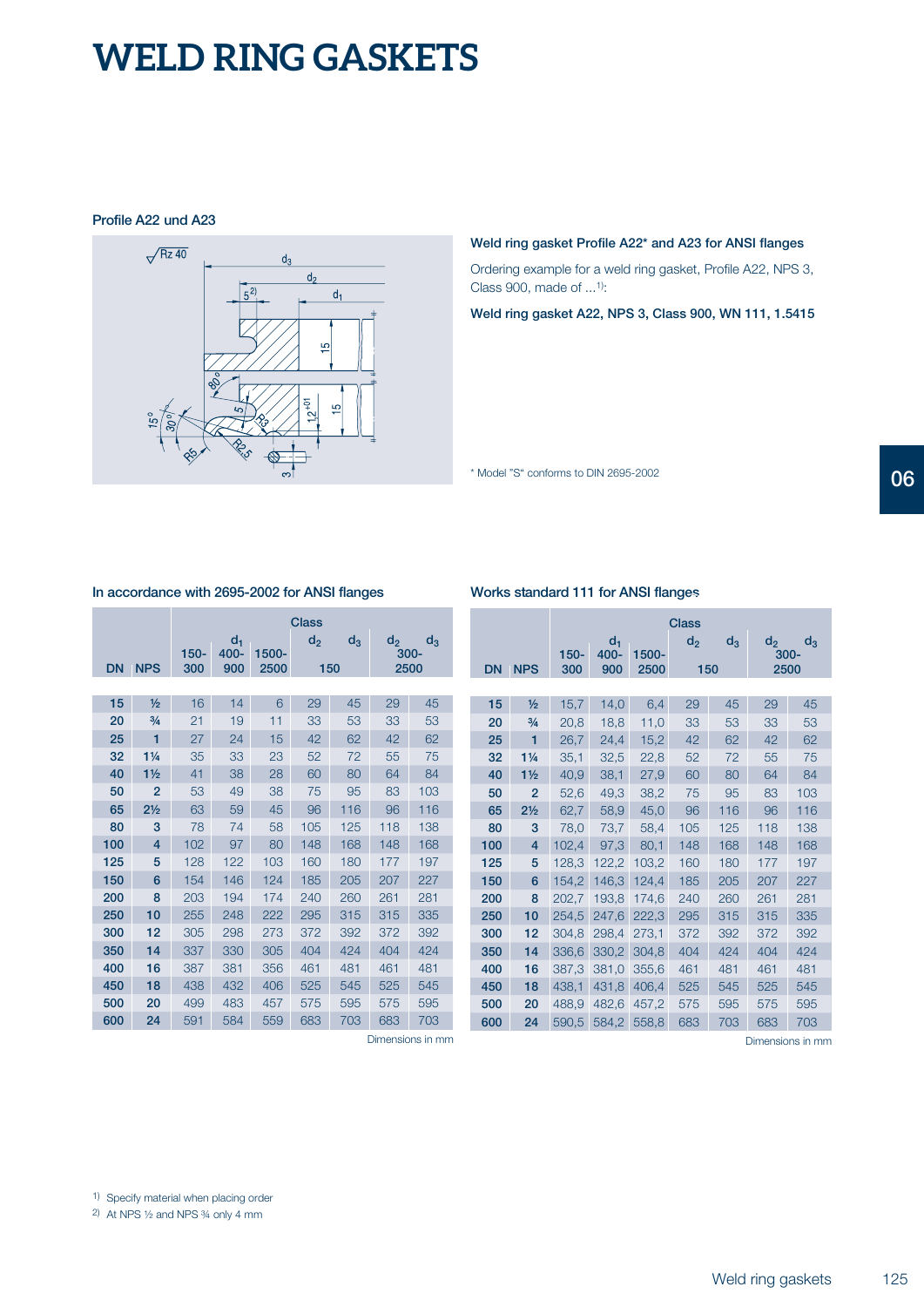# WELD RING GASKETS

### Profile A22 und A23

### Weld ring gasket Profile A22* and A23 for ANSI flanges

Ordering example for a weld ring gasket, Profile A22, NPS 3, Class 900, made of ...[1]:

**Weld ring gasket A22, NPS 3, Class 900, WN 111, 1.5415**

* Model "S" conforms to DIN 2695-2002

### In accordance with 2695-2002 for ANSI flanges

| DN | NPS | $d_1$ Class 150-300 | $d_1$ Class 400-900 | $d_1$ Class 1500-2500 | $d_2$ Class 150 | $d_3$ Class 150 | $d_2$ Class 300-2500 | $d_3$ Class 300-2500 |
|---|---|---|---|---|---|---|---|---|
| 15 | ½ | 16 | 14 | 6 | 29 | 45 | 29 | 45 |
| 20 | ¾ | 21 | 19 | 11 | 33 | 53 | 33 | 53 |
| 25 | 1 | 27 | 24 | 15 | 42 | 62 | 42 | 62 |
| 32 | 1¼ | 35 | 33 | 23 | 52 | 72 | 55 | 75 |
| 40 | 1½ | 41 | 38 | 28 | 60 | 80 | 64 | 84 |
| 50 | 2 | 53 | 49 | 38 | 75 | 95 | 83 | 103 |
| 65 | 2½ | 63 | 59 | 45 | 96 | 116 | 96 | 116 |
| 80 | 3 | 78 | 74 | 58 | 105 | 125 | 118 | 138 |
| 100 | 4 | 102 | 97 | 80 | 148 | 168 | 148 | 168 |
| 125 | 5 | 128 | 122 | 103 | 160 | 180 | 177 | 197 |
| 150 | 6 | 154 | 146 | 124 | 185 | 205 | 207 | 227 |
| 200 | 8 | 203 | 194 | 174 | 240 | 260 | 261 | 281 |
| 250 | 10 | 255 | 248 | 222 | 295 | 315 | 315 | 335 |
| 300 | 12 | 305 | 298 | 273 | 372 | 392 | 372 | 392 |
| 350 | 14 | 337 | 330 | 305 | 404 | 424 | 404 | 424 |
| 400 | 16 | 387 | 381 | 356 | 461 | 481 | 461 | 481 |
| 450 | 18 | 438 | 432 | 406 | 525 | 545 | 525 | 545 |
| 500 | 20 | 499 | 483 | 457 | 575 | 595 | 575 | 595 |
| 600 | 24 | 591 | 584 | 559 | 683 | 703 | 683 | 703 |

Dimensions in mm

### Works standard 111 for ANSI flanges

| DN | NPS | $d_1$ Class 150-300 | $d_1$ Class 400-900 | $d_1$ Class 1500-2500 | $d_2$ Class 150 | $d_3$ Class 150 | $d_2$ Class 300-2500 | $d_3$ Class 300-2500 |
|---|---|---|---|---|---|---|---|---|
| 15 | ½ | 15,7 | 14,0 | 6,4 | 29 | 45 | 29 | 45 |
| 20 | ¾ | 20,8 | 18,8 | 11,0 | 33 | 53 | 33 | 53 |
| 25 | 1 | 26,7 | 24,4 | 15,2 | 42 | 62 | 42 | 62 |
| 32 | 1¼ | 35,1 | 32,5 | 22,8 | 52 | 72 | 55 | 75 |
| 40 | 1½ | 40,9 | 38,1 | 27,9 | 60 | 80 | 64 | 84 |
| 50 | 2 | 52,6 | 49,3 | 38,2 | 75 | 95 | 83 | 103 |
| 65 | 2½ | 62,7 | 58,9 | 45,0 | 96 | 116 | 96 | 116 |
| 80 | 3 | 78,0 | 73,7 | 58,4 | 105 | 125 | 118 | 138 |
| 100 | 4 | 102,4 | 97,3 | 80,1 | 148 | 168 | 148 | 168 |
| 125 | 5 | 128,3 | 122,2 | 103,2 | 160 | 180 | 177 | 197 |
| 150 | 6 | 154,2 | 146,3 | 124,4 | 185 | 205 | 207 | 227 |
| 200 | 8 | 202,7 | 193,8 | 174,6 | 240 | 260 | 261 | 281 |
| 250 | 10 | 254,5 | 247,6 | 222,3 | 295 | 315 | 315 | 335 |
| 300 | 12 | 304,8 | 298,4 | 273,1 | 372 | 392 | 372 | 392 |
| 350 | 14 | 336,6 | 330,2 | 304,8 | 404 | 424 | 404 | 424 |
| 400 | 16 | 387,3 | 381,0 | 355,6 | 461 | 481 | 461 | 481 |
| 450 | 18 | 438,1 | 431,8 | 406,4 | 525 | 545 | 525 | 545 |
| 500 | 20 | 488,9 | 482,6 | 457,2 | 575 | 595 | 575 | 595 |
| 600 | 24 | 590,5 | 584,2 | 558,8 | 683 | 703 | 683 | 703 |

Dimensions in mm

[1] Specify material when placing order

[2] At NPS ½ and NPS ¾ only 4 mm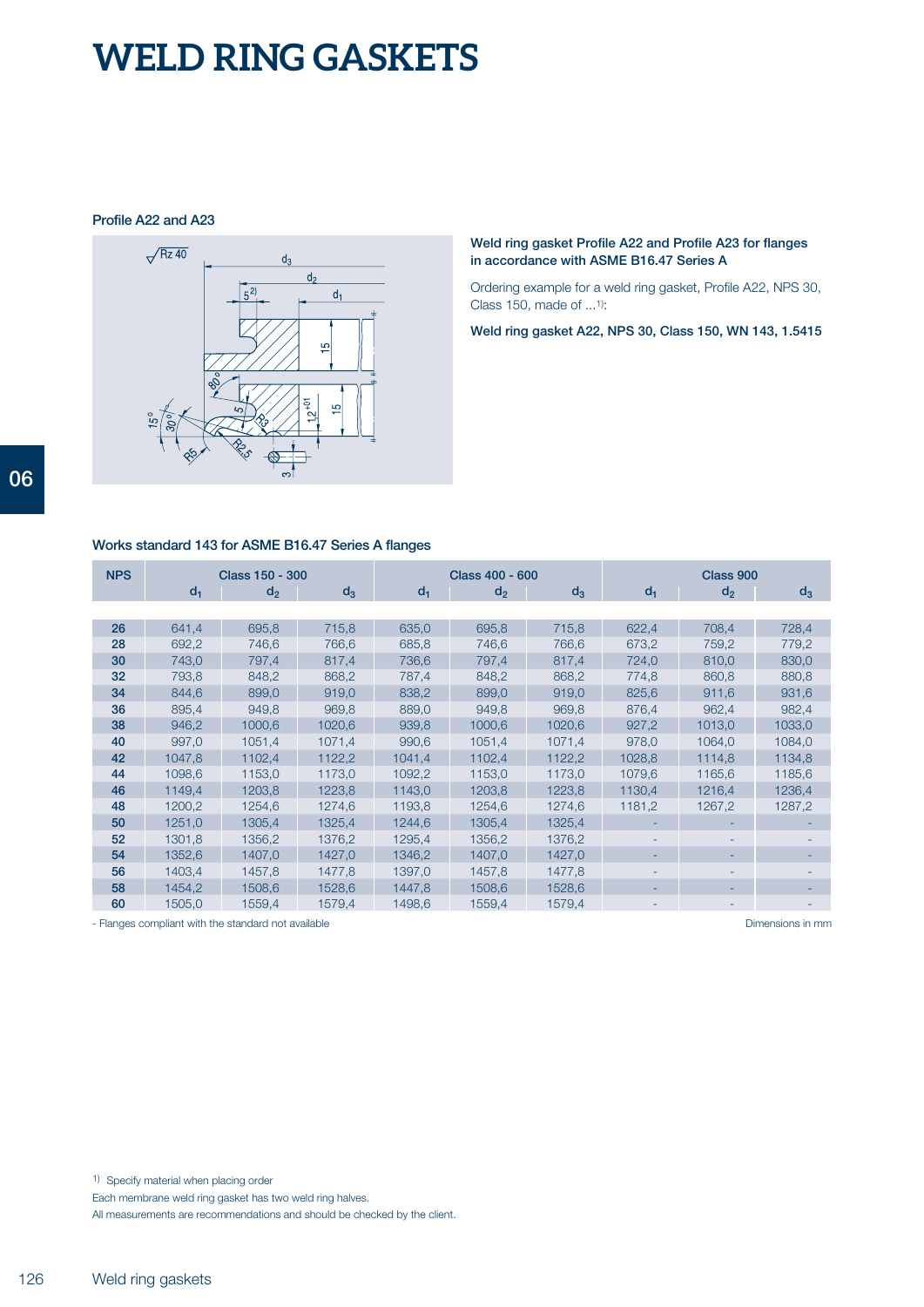# WELD RING GASKETS

### Profile A22 and A23

**Weld ring gasket Profile A22 and Profile A23 for flanges in accordance with ASME B16.47 Series A**

Ordering example for a weld ring gasket, Profile A22, NPS 30, Class 150, made of ...[1]:

**Weld ring gasket A22, NPS 30, Class 150, WN 143, 1.5415**

### Works standard 143 for ASME B16.47 Series A flanges

| NPS | Class 150 - 300 | | | Class 400 - 600 | | | Class 900 | | |
|---|---|---|---|---|---|---|---|---|---|
| | $d_1$ | $d_2$ | $d_3$ | $d_1$ | $d_2$ | $d_3$ | $d_1$ | $d_2$ | $d_3$ |
| **26** | 641,4 | 695,8 | 715,8 | 635,0 | 695,8 | 715,8 | 622,4 | 708,4 | 728,4 |
| **28** | 692,2 | 746,6 | 766,6 | 685,8 | 746,6 | 766,6 | 673,2 | 759,2 | 779,2 |
| **30** | 743,0 | 797,4 | 817,4 | 736,6 | 797,4 | 817,4 | 724,0 | 810,0 | 830,0 |
| **32** | 793,8 | 848,2 | 868,2 | 787,4 | 848,2 | 868,2 | 774,8 | 860,8 | 880,8 |
| **34** | 844,6 | 899,0 | 919,0 | 838,2 | 899,0 | 919,0 | 825,6 | 911,6 | 931,6 |
| **36** | 895,4 | 949,8 | 969,8 | 889,0 | 949,8 | 969,8 | 876,4 | 962,4 | 982,4 |
| **38** | 946,2 | 1000,6 | 1020,6 | 939,8 | 1000,6 | 1020,6 | 927,2 | 1013,0 | 1033,0 |
| **40** | 997,0 | 1051,4 | 1071,4 | 990,6 | 1051,4 | 1071,4 | 978,0 | 1064,0 | 1084,0 |
| **42** | 1047,8 | 1102,4 | 1122,2 | 1041,4 | 1102,4 | 1122,2 | 1028,8 | 1114,8 | 1134,8 |
| **44** | 1098,6 | 1153,0 | 1173,0 | 1092,2 | 1153,0 | 1173,0 | 1079,6 | 1165,6 | 1185,6 |
| **46** | 1149,4 | 1203,8 | 1223,8 | 1143,0 | 1203,8 | 1223,8 | 1130,4 | 1216,4 | 1236,4 |
| **48** | 1200,2 | 1254,6 | 1274,6 | 1193,8 | 1254,6 | 1274,6 | 1181,2 | 1267,2 | 1287,2 |
| **50** | 1251,0 | 1305,4 | 1325,4 | 1244,6 | 1305,4 | 1325,4 | - | - | - |
| **52** | 1301,8 | 1356,2 | 1376,2 | 1295,4 | 1356,2 | 1376,2 | - | - | - |
| **54** | 1352,6 | 1407,0 | 1427,0 | 1346,2 | 1407,0 | 1427,0 | - | - | - |
| **56** | 1403,4 | 1457,8 | 1477,8 | 1397,0 | 1457,8 | 1477,8 | - | - | - |
| **58** | 1454,2 | 1508,6 | 1528,6 | 1447,8 | 1508,6 | 1528,6 | - | - | - |
| **60** | 1505,0 | 1559,4 | 1579,4 | 1498,6 | 1559,4 | 1579,4 | - | - | - |

- Flanges compliant with the standard not available

Dimensions in mm

[1] Specify material when placing order

Each membrane weld ring gasket has two weld ring halves.

All measurements are recommendations and should be checked by the client.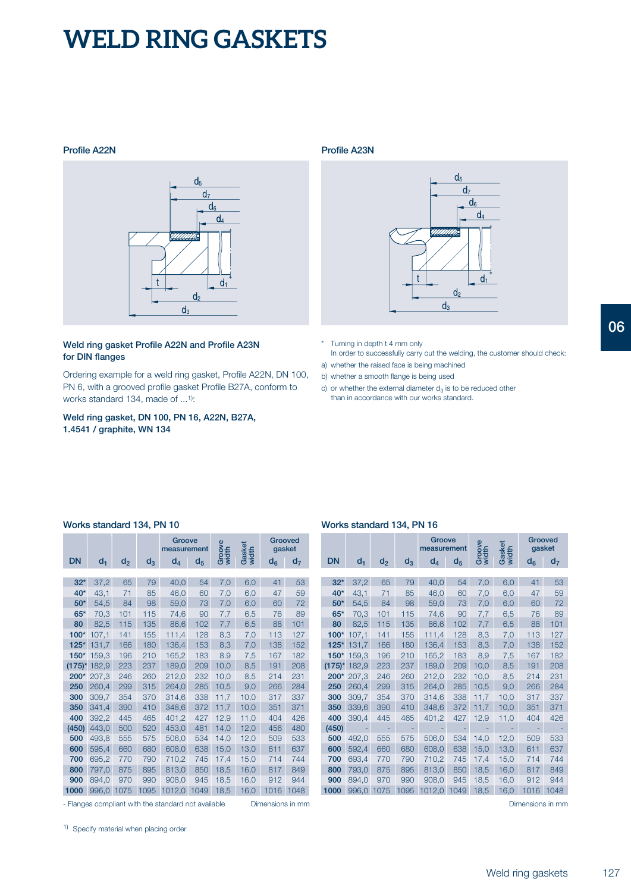# WELD RING GASKETS

### Profile A22N

### Profile A23N

**Weld ring gasket Profile A22N and Profile A23N for DIN flanges**

Ordering example for a weld ring gasket, Profile A22N, DN 100, PN 6, with a grooved profile gasket Profile B27A, conform to works standard 134, made of ...[1]:

**Weld ring gasket, DN 100, PN 16, A22N, B27A, 1.4541 / graphite, WN 134**

\* Turning in depth t 4 mm only
In order to successfully carry out the welding, the customer should check:

a) whether the raised face is being machined
b) whether a smooth flange is being used
c) or whether the external diameter $d_3$ is to be reduced other than in accordance with our works standard.

### Works standard 134, PN 10

| DN | $d_1$ | $d_2$ | $d_3$ | Groove measurement $d_4$ | Groove measurement $d_5$ | Groove width | Gasket width | Grooved gasket $d_6$ | Grooved gasket $d_7$ |
|---|---|---|---|---|---|---|---|---|---|
| 32* | 37,2 | 65 | 79 | 40,0 | 54 | 7,0 | 6,0 | 41 | 53 |
| 40* | 43,1 | 71 | 85 | 46,0 | 60 | 7,0 | 6,0 | 47 | 59 |
| 50* | 54,5 | 84 | 98 | 59,0 | 73 | 7,0 | 6,0 | 60 | 72 |
| 65* | 70,3 | 101 | 115 | 74,6 | 90 | 7,7 | 6,5 | 76 | 89 |
| 80 | 82,5 | 115 | 135 | 86,6 | 102 | 7,7 | 6,5 | 88 | 101 |
| 100* | 107,1 | 141 | 155 | 111,4 | 128 | 8,3 | 7,0 | 113 | 127 |
| 125* | 131,7 | 166 | 180 | 136,4 | 153 | 8,3 | 7,0 | 138 | 152 |
| 150* | 159,3 | 196 | 210 | 165,2 | 183 | 8.9 | 7,5 | 167 | 182 |
| (175)* | 182,9 | 223 | 237 | 189,0 | 209 | 10,0 | 8,5 | 191 | 208 |
| 200* | 207,3 | 246 | 260 | 212,0 | 232 | 10,0 | 8,5 | 214 | 231 |
| 250 | 260,4 | 299 | 315 | 264,0 | 285 | 10,5 | 9,0 | 266 | 284 |
| 300 | 309,7 | 354 | 370 | 314,6 | 338 | 11,7 | 10,0 | 317 | 337 |
| 350 | 341,4 | 390 | 410 | 348,6 | 372 | 11,7 | 10,0 | 351 | 371 |
| 400 | 392,2 | 445 | 465 | 401,2 | 427 | 12,9 | 11,0 | 404 | 426 |
| (450) | 443,0 | 500 | 520 | 453,0 | 481 | 14,0 | 12,0 | 456 | 480 |
| 500 | 493,8 | 555 | 575 | 506,0 | 534 | 14,0 | 12,0 | 509 | 533 |
| 600 | 595,4 | 660 | 680 | 608,0 | 638 | 15,0 | 13,0 | 611 | 637 |
| 700 | 695,2 | 770 | 790 | 710,2 | 745 | 17,4 | 15,0 | 714 | 744 |
| 800 | 797,0 | 875 | 895 | 813,0 | 850 | 18,5 | 16,0 | 817 | 849 |
| 900 | 894,0 | 970 | 990 | 908,0 | 945 | 18,5 | 16,0 | 912 | 944 |
| 1000 | 996,0 | 1075 | 1095 | 1012,0 | 1049 | 18,5 | 16,0 | 1016 | 1048 |

- Flanges compliant with the standard not available

Dimensions in mm

### Works standard 134, PN 16

| DN | $d_1$ | $d_2$ | $d_3$ | Groove measurement $d_4$ | Groove measurement $d_5$ | Groove width | Gasket width | Grooved gasket $d_6$ | Grooved gasket $d_7$ |
|---|---|---|---|---|---|---|---|---|---|
| 32* | 37,2 | 65 | 79 | 40,0 | 54 | 7,0 | 6,0 | 41 | 53 |
| 40* | 43,1 | 71 | 85 | 46,0 | 60 | 7,0 | 6,0 | 47 | 59 |
| 50* | 54,5 | 84 | 98 | 59,0 | 73 | 7,0 | 6,0 | 60 | 72 |
| 65* | 70,3 | 101 | 115 | 74,6 | 90 | 7,7 | 6,5 | 76 | 89 |
| 80 | 82,5 | 115 | 135 | 86,6 | 102 | 7,7 | 6,5 | 88 | 101 |
| 100* | 107,1 | 141 | 155 | 111,4 | 128 | 8,3 | 7,0 | 113 | 127 |
| 125* | 131,7 | 166 | 180 | 136,4 | 153 | 8,3 | 7,0 | 138 | 152 |
| 150* | 159,3 | 196 | 210 | 165,2 | 183 | 8,9 | 7,5 | 167 | 182 |
| (175)* | 182,9 | 223 | 237 | 189,0 | 209 | 10,0 | 8,5 | 191 | 208 |
| 200* | 207,3 | 246 | 260 | 212,0 | 232 | 10,0 | 8,5 | 214 | 231 |
| 250 | 260,4 | 299 | 315 | 264,0 | 285 | 10,5 | 9,0 | 266 | 284 |
| 300 | 309,7 | 354 | 370 | 314,6 | 338 | 11,7 | 10,0 | 317 | 337 |
| 350 | 339,6 | 390 | 410 | 348,6 | 372 | 11,7 | 10,0 | 351 | 371 |
| 400 | 390,4 | 445 | 465 | 401,2 | 427 | 12,9 | 11,0 | 404 | 426 |
| (450) | - | - | - | - | - | - | - | - | - |
| 500 | 492,0 | 555 | 575 | 506,0 | 534 | 14,0 | 12,0 | 509 | 533 |
| 600 | 592,4 | 660 | 680 | 608,0 | 638 | 15,0 | 13,0 | 611 | 637 |
| 700 | 693,4 | 770 | 790 | 710,2 | 745 | 17,4 | 15,0 | 714 | 744 |
| 800 | 793,0 | 875 | 895 | 813,0 | 850 | 18,5 | 16,0 | 817 | 849 |
| 900 | 894,0 | 970 | 990 | 908,0 | 945 | 18,5 | 16,0 | 912 | 944 |
| 1000 | 996,0 | 1075 | 1095 | 1012,0 | 1049 | 18,5 | 16,0 | 1016 | 1048 |

Dimensions in mm

[1] Specify material when placing order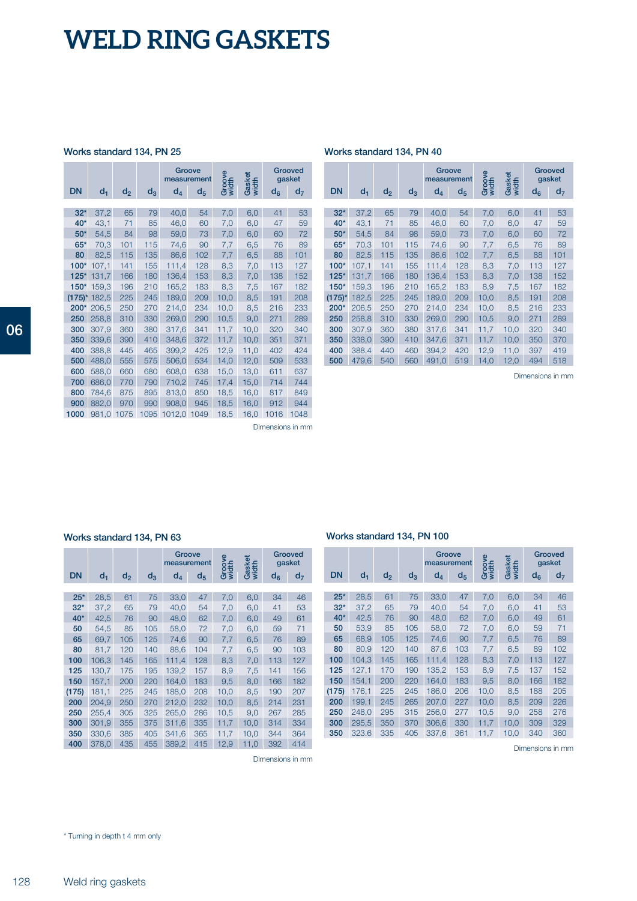# WELD RING GASKETS

### Works standard 134, PN 25

| DN | $d_1$ | $d_2$ | $d_3$ | Groove measurement $d_4$ | $d_5$ | Groove width | Gasket width | Grooved gasket $d_6$ | $d_7$ |
|---|---|---|---|---|---|---|---|---|---|
| 32* | 37,2 | 65 | 79 | 40,0 | 54 | 7,0 | 6,0 | 41 | 53 |
| 40* | 43,1 | 71 | 85 | 46,0 | 60 | 7,0 | 6,0 | 47 | 59 |
| 50* | 54,5 | 84 | 98 | 59,0 | 73 | 7,0 | 6,0 | 60 | 72 |
| 65* | 70,3 | 101 | 115 | 74,6 | 90 | 7,7 | 6,5 | 76 | 89 |
| 80 | 82,5 | 115 | 135 | 86,6 | 102 | 7,7 | 6,5 | 88 | 101 |
| 100* | 107,1 | 141 | 155 | 111,4 | 128 | 8,3 | 7,0 | 113 | 127 |
| 125* | 131,7 | 166 | 180 | 136,4 | 153 | 8,3 | 7,0 | 138 | 152 |
| 150* | 159,3 | 196 | 210 | 165,2 | 183 | 8,3 | 7,5 | 167 | 182 |
| (175)* | 182,5 | 225 | 245 | 189,0 | 209 | 10,0 | 8,5 | 191 | 208 |
| 200* | 206,5 | 250 | 270 | 214,0 | 234 | 10,0 | 8,5 | 216 | 233 |
| 250 | 258,8 | 310 | 330 | 269,0 | 290 | 10,5 | 9,0 | 271 | 289 |
| 300 | 307,9 | 360 | 380 | 317,6 | 341 | 11,7 | 10,0 | 320 | 340 |
| 350 | 339,6 | 390 | 410 | 348,6 | 372 | 11,7 | 10,0 | 351 | 371 |
| 400 | 388,8 | 445 | 465 | 399,2 | 425 | 12,9 | 11,0 | 402 | 424 |
| 500 | 488,0 | 555 | 575 | 506,0 | 534 | 14,0 | 12,0 | 509 | 533 |
| 600 | 588,0 | 660 | 680 | 608,0 | 638 | 15,0 | 13,0 | 611 | 637 |
| 700 | 686,0 | 770 | 790 | 710,2 | 745 | 17,4 | 15,0 | 714 | 744 |
| 800 | 784,6 | 875 | 895 | 813,0 | 850 | 18,5 | 16,0 | 817 | 849 |
| 900 | 882,0 | 970 | 990 | 908,0 | 945 | 18,5 | 16,0 | 912 | 944 |
| 1000 | 981,0 | 1075 | 1095 | 1012,0 | 1049 | 18,5 | 16,0 | 1016 | 1048 |

Dimensions in mm

### Works standard 134, PN 40

| DN | $d_1$ | $d_2$ | $d_3$ | Groove measurement $d_4$ | $d_5$ | Groove width | Gasket width | Grooved gasket $d_6$ | $d_7$ |
|---|---|---|---|---|---|---|---|---|---|
| 32* | 37,2 | 65 | 79 | 40,0 | 54 | 7,0 | 6,0 | 41 | 53 |
| 40* | 43,1 | 71 | 85 | 46,0 | 60 | 7,0 | 6,0 | 47 | 59 |
| 50* | 54,5 | 84 | 98 | 59,0 | 73 | 7,0 | 6,0 | 60 | 72 |
| 65* | 70,3 | 101 | 115 | 74,6 | 90 | 7,7 | 6,5 | 76 | 89 |
| 80 | 82,5 | 115 | 135 | 86,6 | 102 | 7,7 | 6,5 | 88 | 101 |
| 100* | 107,1 | 141 | 155 | 111,4 | 128 | 8,3 | 7,0 | 113 | 127 |
| 125* | 131,7 | 166 | 180 | 136,4 | 153 | 8,3 | 7,0 | 138 | 152 |
| 150* | 159,3 | 196 | 210 | 165,2 | 183 | 8,9 | 7,5 | 167 | 182 |
| (175)* | 182,5 | 225 | 245 | 189,0 | 209 | 10,0 | 8,5 | 191 | 208 |
| 200* | 206,5 | 250 | 270 | 214,0 | 234 | 10,0 | 8,5 | 216 | 233 |
| 250 | 258,8 | 310 | 330 | 269,0 | 290 | 10,5 | 9,0 | 271 | 289 |
| 300 | 307,9 | 360 | 380 | 317,6 | 341 | 11,7 | 10,0 | 320 | 340 |
| 350 | 338,0 | 390 | 410 | 347,6 | 371 | 11,7 | 10,0 | 350 | 370 |
| 400 | 388,4 | 440 | 460 | 394,2 | 420 | 12,9 | 11,0 | 397 | 419 |
| 500 | 479,6 | 540 | 560 | 491,0 | 519 | 14,0 | 12,0 | 494 | 518 |

Dimensions in mm

### Works standard 134, PN 63

| DN | $d_1$ | $d_2$ | $d_3$ | Groove measurement $d_4$ | $d_5$ | Groove width | Gasket width | Grooved gasket $d_6$ | $d_7$ |
|---|---|---|---|---|---|---|---|---|---|
| 25* | 28,5 | 61 | 75 | 33,0 | 47 | 7,0 | 6,0 | 34 | 46 |
| 32* | 37,2 | 65 | 79 | 40,0 | 54 | 7,0 | 6,0 | 41 | 53 |
| 40* | 42,5 | 76 | 90 | 48,0 | 62 | 7,0 | 6,0 | 49 | 61 |
| 50 | 54,5 | 85 | 105 | 58,0 | 72 | 7,0 | 6,0 | 59 | 71 |
| 65 | 69,7 | 105 | 125 | 74,6 | 90 | 7,7 | 6,5 | 76 | 89 |
| 80 | 81,7 | 120 | 140 | 88,6 | 104 | 7,7 | 6,5 | 90 | 103 |
| 100 | 106,3 | 145 | 165 | 111,4 | 128 | 8,3 | 7,0 | 113 | 127 |
| 125 | 130,7 | 175 | 195 | 139,2 | 157 | 8,9 | 7,5 | 141 | 156 |
| 150 | 157,1 | 200 | 220 | 164,0 | 183 | 9,5 | 8,0 | 166 | 182 |
| (175) | 181,1 | 225 | 245 | 188,0 | 208 | 10,0 | 8,5 | 190 | 207 |
| 200 | 204,9 | 250 | 270 | 212,0 | 232 | 10,0 | 8,5 | 214 | 231 |
| 250 | 255,4 | 305 | 325 | 265,0 | 286 | 10,5 | 9,0 | 267 | 285 |
| 300 | 301,9 | 355 | 375 | 311,6 | 335 | 11,7 | 10,0 | 314 | 334 |
| 350 | 330,6 | 385 | 405 | 341,6 | 365 | 11,7 | 10,0 | 344 | 364 |
| 400 | 378,0 | 435 | 455 | 389,2 | 415 | 12,9 | 11,0 | 392 | 414 |

Dimensions in mm

### Works standard 134, PN 100

| DN | $d_1$ | $d_2$ | $d_3$ | Groove measurement $d_4$ | $d_5$ | Groove width | Gasket width | Grooved gasket $d_6$ | $d_7$ |
|---|---|---|---|---|---|---|---|---|---|
| 25* | 28,5 | 61 | 75 | 33,0 | 47 | 7,0 | 6,0 | 34 | 46 |
| 32* | 37,2 | 65 | 79 | 40,0 | 54 | 7,0 | 6,0 | 41 | 53 |
| 40* | 42,5 | 76 | 90 | 48,0 | 62 | 7,0 | 6,0 | 49 | 61 |
| 50 | 53,9 | 85 | 105 | 58,0 | 72 | 7,0 | 6,0 | 59 | 71 |
| 65 | 68,9 | 105 | 125 | 74,6 | 90 | 7,7 | 6,5 | 76 | 89 |
| 80 | 80,9 | 120 | 140 | 87,6 | 103 | 7,7 | 6,5 | 89 | 102 |
| 100 | 104,3 | 145 | 165 | 111,4 | 128 | 8,3 | 7,0 | 113 | 127 |
| 125 | 127,1 | 170 | 190 | 135,2 | 153 | 8,9 | 7,5 | 137 | 152 |
| 150 | 154,1 | 200 | 220 | 164,0 | 183 | 9,5 | 8,0 | 166 | 182 |
| (175) | 176,1 | 225 | 245 | 186,0 | 206 | 10,0 | 8,5 | 188 | 205 |
| 200 | 199,1 | 245 | 265 | 207,0 | 227 | 10,0 | 8,5 | 209 | 226 |
| 250 | 248,0 | 295 | 315 | 256,0 | 277 | 10,5 | 9,0 | 258 | 276 |
| 300 | 295,5 | 350 | 370 | 306,6 | 330 | 11,7 | 10,0 | 309 | 329 |
| 350 | 323.6 | 335 | 405 | 337,6 | 361 | 11,7 | 10,0 | 340 | 360 |

Dimensions in mm

* Turning in depth t 4 mm only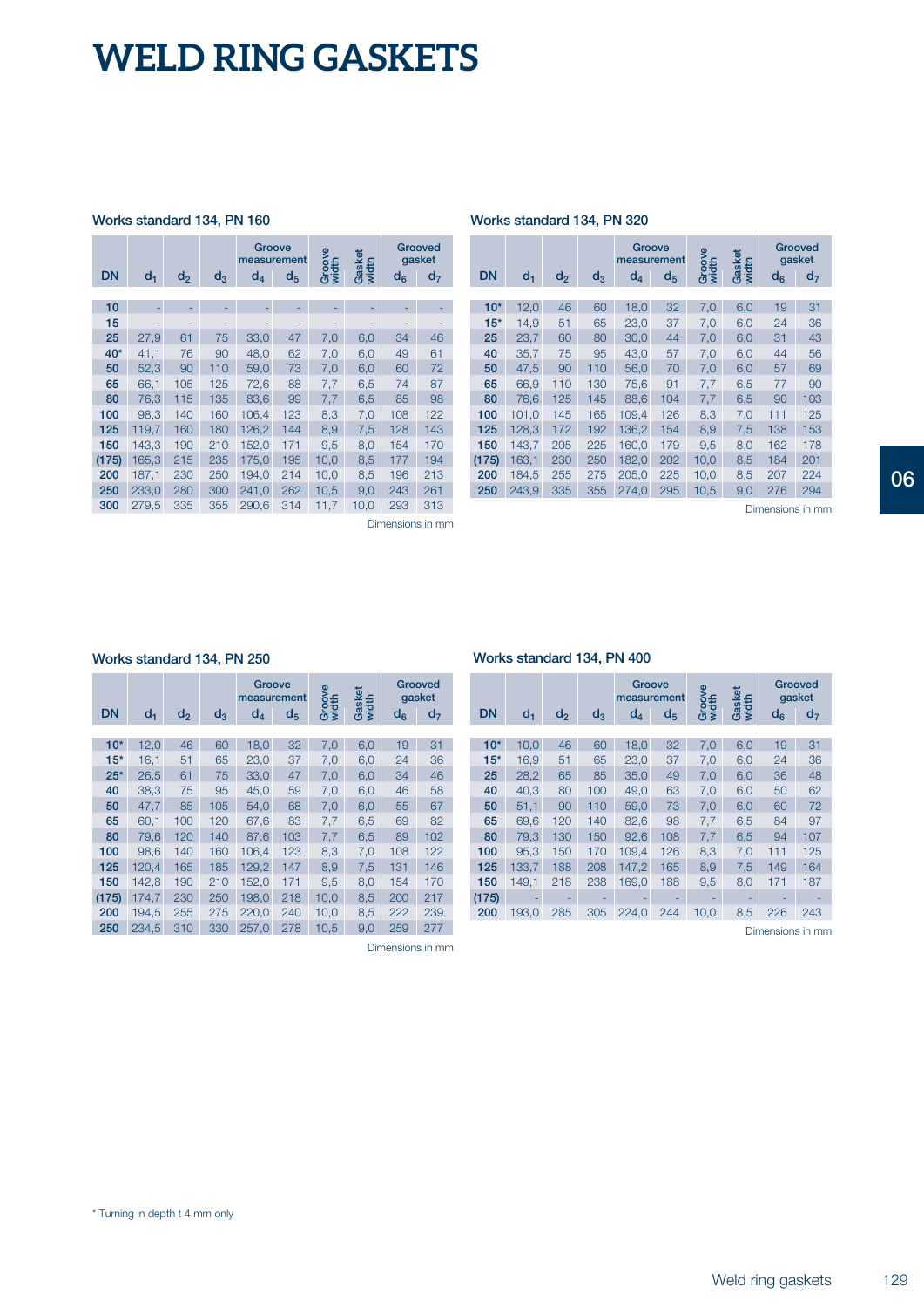# WELD RING GASKETS

### Works standard 134, PN 160

| DN | $d_1$ | $d_2$ | $d_3$ | Groove measurement | | Groove width | Gasket width | Grooved gasket | |
|---|---|---|---|---|---|---|---|---|---|
| | | | | $d_4$ | $d_5$ | | | $d_6$ | $d_7$ |
| **10** | - | - | - | - | - | - | - | - | - |
| **15** | - | - | - | - | - | - | - | - | - |
| **25** | 27,9 | 61 | 75 | 33,0 | 47 | 7,0 | 6,0 | 34 | 46 |
| **40*** | 41,1 | 76 | 90 | 48,0 | 62 | 7,0 | 6,0 | 49 | 61 |
| **50** | 52,3 | 90 | 110 | 59,0 | 73 | 7,0 | 6,0 | 60 | 72 |
| **65** | 66,1 | 105 | 125 | 72,6 | 88 | 7,7 | 6,5 | 74 | 87 |
| **80** | 76,3 | 115 | 135 | 83,6 | 99 | 7,7 | 6,5 | 85 | 98 |
| **100** | 98,3 | 140 | 160 | 106,4 | 123 | 8,3 | 7,0 | 108 | 122 |
| **125** | 119,7 | 160 | 180 | 126,2 | 144 | 8,9 | 7,5 | 128 | 143 |
| **150** | 143,3 | 190 | 210 | 152,0 | 171 | 9,5 | 8,0 | 154 | 170 |
| **(175)** | 165,3 | 215 | 235 | 175,0 | 195 | 10,0 | 8,5 | 177 | 194 |
| **200** | 187,1 | 230 | 250 | 194,0 | 214 | 10,0 | 8,5 | 196 | 213 |
| **250** | 233,0 | 280 | 300 | 241,0 | 262 | 10,5 | 9,0 | 243 | 261 |
| **300** | 279,5 | 335 | 355 | 290,6 | 314 | 11,7 | 10,0 | 293 | 313 |

Dimensions in mm

### Works standard 134, PN 320

| DN | $d_1$ | $d_2$ | $d_3$ | Groove measurement | | Groove width | Gasket width | Grooved gasket | |
|---|---|---|---|---|---|---|---|---|---|
| | | | | $d_4$ | $d_5$ | | | $d_6$ | $d_7$ |
| **10*** | 12,0 | 46 | 60 | 18,0 | 32 | 7,0 | 6,0 | 19 | 31 |
| **15*** | 14,9 | 51 | 65 | 23,0 | 37 | 7,0 | 6,0 | 24 | 36 |
| **25** | 23,7 | 60 | 80 | 30,0 | 44 | 7,0 | 6,0 | 31 | 43 |
| **40** | 35,7 | 75 | 95 | 43,0 | 57 | 7,0 | 6,0 | 44 | 56 |
| **50** | 47,5 | 90 | 110 | 56,0 | 70 | 7,0 | 6,0 | 57 | 69 |
| **65** | 66,9 | 110 | 130 | 75,6 | 91 | 7,7 | 6,5 | 77 | 90 |
| **80** | 76,6 | 125 | 145 | 88,6 | 104 | 7,7 | 6,5 | 90 | 103 |
| **100** | 101,0 | 145 | 165 | 109,4 | 126 | 8,3 | 7,0 | 111 | 125 |
| **125** | 128,3 | 172 | 192 | 136,2 | 154 | 8,9 | 7,5 | 138 | 153 |
| **150** | 143,7 | 205 | 225 | 160,0 | 179 | 9,5 | 8,0 | 162 | 178 |
| **(175)** | 163,1 | 230 | 250 | 182,0 | 202 | 10,0 | 8,5 | 184 | 201 |
| **200** | 184,5 | 255 | 275 | 205,0 | 225 | 10,0 | 8,5 | 207 | 224 |
| **250** | 243,9 | 335 | 355 | 274,0 | 295 | 10,5 | 9,0 | 276 | 294 |

Dimensions in mm

### Works standard 134, PN 250

| DN | $d_1$ | $d_2$ | $d_3$ | Groove measurement | | Groove width | Gasket width | Grooved gasket | |
|---|---|---|---|---|---|---|---|---|---|
| | | | | $d_4$ | $d_5$ | | | $d_6$ | $d_7$ |
| **10*** | 12,0 | 46 | 60 | 18,0 | 32 | 7,0 | 6,0 | 19 | 31 |
| **15*** | 16,1 | 51 | 65 | 23,0 | 37 | 7,0 | 6,0 | 24 | 36 |
| **25*** | 26,5 | 61 | 75 | 33,0 | 47 | 7,0 | 6,0 | 34 | 46 |
| **40** | 38,3 | 75 | 95 | 45,0 | 59 | 7,0 | 6,0 | 46 | 58 |
| **50** | 47,7 | 85 | 105 | 54,0 | 68 | 7,0 | 6,0 | 55 | 67 |
| **65** | 60,1 | 100 | 120 | 67,6 | 83 | 7,7 | 6,5 | 69 | 82 |
| **80** | 79,6 | 120 | 140 | 87,6 | 103 | 7,7 | 6,5 | 89 | 102 |
| **100** | 98,6 | 140 | 160 | 106,4 | 123 | 8,3 | 7,0 | 108 | 122 |
| **125** | 120,4 | 165 | 185 | 129,2 | 147 | 8,9 | 7,5 | 131 | 146 |
| **150** | 142,8 | 190 | 210 | 152,0 | 171 | 9,5 | 8,0 | 154 | 170 |
| **(175)** | 174,7 | 230 | 250 | 198,0 | 218 | 10,0 | 8,5 | 200 | 217 |
| **200** | 194,5 | 255 | 275 | 220,0 | 240 | 10,0 | 8,5 | 222 | 239 |
| **250** | 234,5 | 310 | 330 | 257,0 | 278 | 10,5 | 9,0 | 259 | 277 |

Dimensions in mm

### Works standard 134, PN 400

| DN | $d_1$ | $d_2$ | $d_3$ | Groove measurement | | Groove width | Gasket width | Grooved gasket | |
|---|---|---|---|---|---|---|---|---|---|
| | | | | $d_4$ | $d_5$ | | | $d_6$ | $d_7$ |
| **10*** | 10,0 | 46 | 60 | 18,0 | 32 | 7,0 | 6,0 | 19 | 31 |
| **15*** | 16,9 | 51 | 65 | 23,0 | 37 | 7,0 | 6,0 | 24 | 36 |
| **25** | 28,2 | 65 | 85 | 35,0 | 49 | 7,0 | 6,0 | 36 | 48 |
| **40** | 40,3 | 80 | 100 | 49,0 | 63 | 7,0 | 6,0 | 50 | 62 |
| **50** | 51,1 | 90 | 110 | 59,0 | 73 | 7,0 | 6,0 | 60 | 72 |
| **65** | 69,6 | 120 | 140 | 82,6 | 98 | 7,7 | 6,5 | 84 | 97 |
| **80** | 79,3 | 130 | 150 | 92,6 | 108 | 7,7 | 6,5 | 94 | 107 |
| **100** | 95,3 | 150 | 170 | 109,4 | 126 | 8,3 | 7,0 | 111 | 125 |
| **125** | 133,7 | 188 | 208 | 147,2 | 165 | 8,9 | 7,5 | 149 | 164 |
| **150** | 149,1 | 218 | 238 | 169,0 | 188 | 9,5 | 8,0 | 171 | 187 |
| **(175)** | - | - | - | - | - | - | - | - | - |
| **200** | 193,0 | 285 | 305 | 224,0 | 244 | 10,0 | 8,5 | 226 | 243 |

Dimensions in mm

* Turning in depth t 4 mm only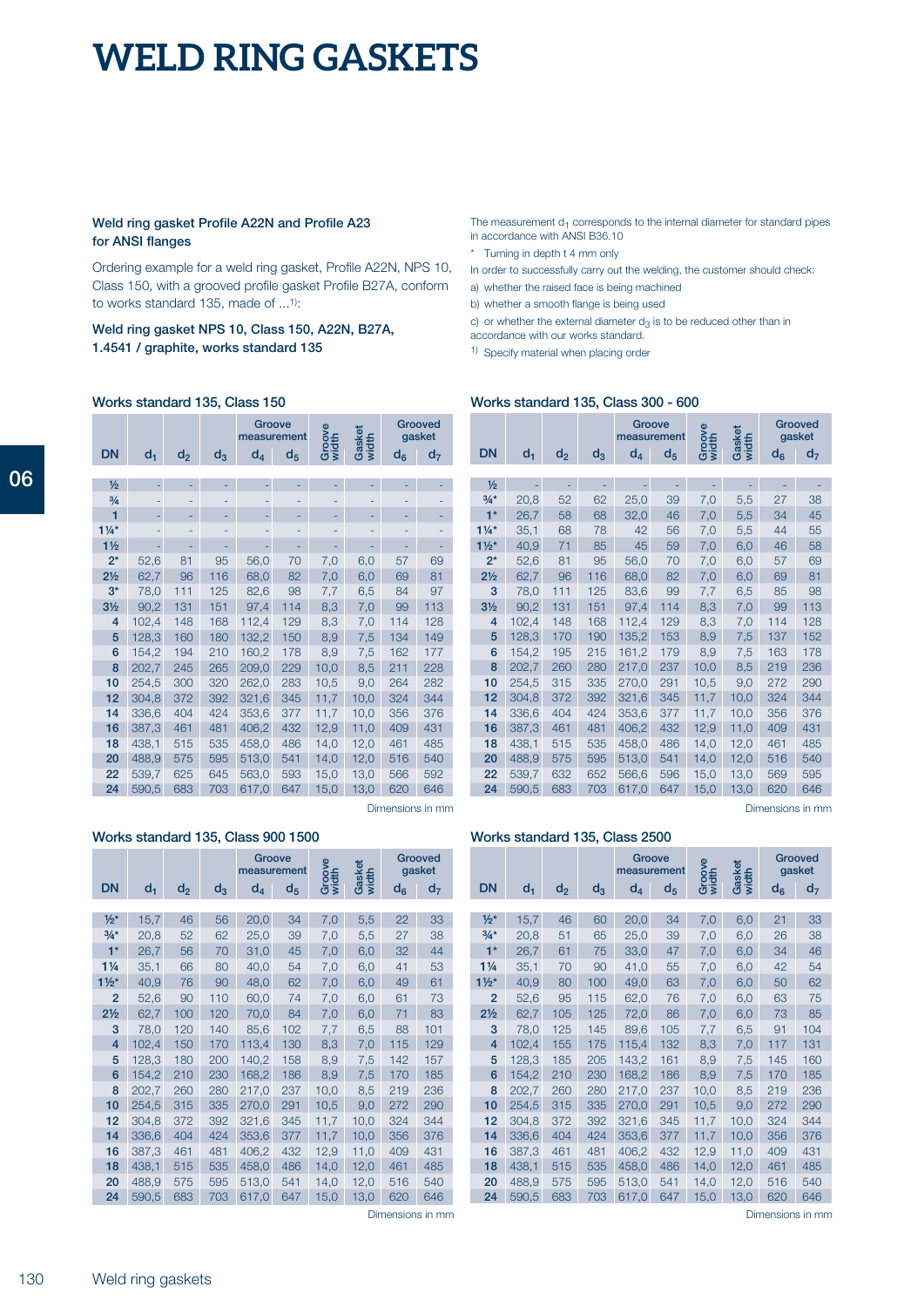# WELD RING GASKETS

### Weld ring gasket Profile A22N and Profile A23 for ANSI flanges

Ordering example for a weld ring gasket, Profile A22N, NPS 10, Class 150, with a grooved profile gasket Profile B27A, conform to works standard 135, made of ...[1]:

**Weld ring gasket NPS 10, Class 150, A22N, B27A, 1.4541 / graphite, works standard 135**

The measurement $d_1$ corresponds to the internal diameter for standard pipes in accordance with ANSI B36.10

\* Turning in depth t 4 mm only

In order to successfully carry out the welding, the customer should check:

a) whether the raised face is being machined

b) whether a smooth flange is being used

c) or whether the external diameter $d_3$ is to be reduced other than in accordance with our works standard.

[1] Specify material when placing order

### Works standard 135, Class 150

| | | | | Groove measurement | | Groove width | Gasket width | Grooved gasket | |
|---|---|---|---|---|---|---|---|---|---|
| DN | $d_1$ | $d_2$ | $d_3$ | $d_4$ | $d_5$ | | | $d_6$ | $d_7$ |
| ½ | - | - | - | - | - | - | - | - | - |
| ¾ | - | - | - | - | - | - | - | - | - |
| 1 | - | - | - | - | - | - | - | - | - |
| 1¼* | - | - | - | - | - | - | - | - | - |
| 1½ | - | - | - | - | - | - | - | - | - |
| 2* | 52,6 | 81 | 95 | 56,0 | 70 | 7,0 | 6,0 | 57 | 69 |
| 2½ | 62,7 | 96 | 116 | 68,0 | 82 | 7,0 | 6,0 | 69 | 81 |
| 3* | 78,0 | 111 | 125 | 82,6 | 98 | 7,7 | 6,5 | 84 | 97 |
| 3½ | 90,2 | 131 | 151 | 97,4 | 114 | 8,3 | 7,0 | 99 | 113 |
| 4 | 102,4 | 148 | 168 | 112,4 | 129 | 8,3 | 7,0 | 114 | 128 |
| 5 | 128,3 | 160 | 180 | 132,2 | 150 | 8,9 | 7,5 | 134 | 149 |
| 6 | 154,2 | 194 | 210 | 160,2 | 178 | 8,9 | 7,5 | 162 | 177 |
| 8 | 202,7 | 245 | 265 | 209,0 | 229 | 10,0 | 8,5 | 211 | 228 |
| 10 | 254,5 | 300 | 320 | 262,0 | 283 | 10,5 | 9,0 | 264 | 282 |
| 12 | 304,8 | 372 | 392 | 321,6 | 345 | 11,7 | 10,0 | 324 | 344 |
| 14 | 336,6 | 404 | 424 | 353,6 | 377 | 11,7 | 10,0 | 356 | 376 |
| 16 | 387,3 | 461 | 481 | 406,2 | 432 | 12,9 | 11,0 | 409 | 431 |
| 18 | 438,1 | 515 | 535 | 458,0 | 486 | 14,0 | 12,0 | 461 | 485 |
| 20 | 488,9 | 575 | 595 | 513,0 | 541 | 14,0 | 12,0 | 516 | 540 |
| 22 | 539,7 | 625 | 645 | 563,0 | 593 | 15,0 | 13,0 | 566 | 592 |
| 24 | 590,5 | 683 | 703 | 617,0 | 647 | 15,0 | 13,0 | 620 | 646 |

Dimensions in mm

### Works standard 135, Class 300 - 600

| | | | | Groove measurement | | Groove width | Gasket width | Grooved gasket | |
|---|---|---|---|---|---|---|---|---|---|
| DN | $d_1$ | $d_2$ | $d_3$ | $d_4$ | $d_5$ | | | $d_6$ | $d_7$ |
| ½ | - | - | - | - | - | - | - | - | - |
| ¾* | 20,8 | 52 | 62 | 25,0 | 39 | 7,0 | 5,5 | 27 | 38 |
| 1* | 26,7 | 58 | 68 | 32,0 | 46 | 7,0 | 5,5 | 34 | 45 |
| 1¼* | 35,1 | 68 | 78 | 42 | 56 | 7,0 | 5,5 | 44 | 55 |
| 1½* | 40,9 | 71 | 85 | 45 | 59 | 7,0 | 6,0 | 46 | 58 |
| 2* | 52,6 | 81 | 95 | 56,0 | 70 | 7,0 | 6,0 | 57 | 69 |
| 2½ | 62,7 | 96 | 116 | 68,0 | 82 | 7,0 | 6,0 | 69 | 81 |
| 3 | 78,0 | 111 | 125 | 83,6 | 99 | 7,7 | 6,5 | 85 | 98 |
| 3½ | 90,2 | 131 | 151 | 97,4 | 114 | 8,3 | 7,0 | 99 | 113 |
| 4 | 102,4 | 148 | 168 | 112,4 | 129 | 8,3 | 7,0 | 114 | 128 |
| 5 | 128,3 | 170 | 190 | 135,2 | 153 | 8,9 | 7,5 | 137 | 152 |
| 6 | 154,2 | 195 | 215 | 161,2 | 179 | 8,9 | 7,5 | 163 | 178 |
| 8 | 202,7 | 260 | 280 | 217,0 | 237 | 10,0 | 8,5 | 219 | 236 |
| 10 | 254,5 | 315 | 335 | 270,0 | 291 | 10,5 | 9,0 | 272 | 290 |
| 12 | 304,8 | 372 | 392 | 321,6 | 345 | 11,7 | 10,0 | 324 | 344 |
| 14 | 336,6 | 404 | 424 | 353,6 | 377 | 11,7 | 10,0 | 356 | 376 |
| 16 | 387,3 | 461 | 481 | 406,2 | 432 | 12,9 | 11,0 | 409 | 431 |
| 18 | 438,1 | 515 | 535 | 458,0 | 486 | 14,0 | 12,0 | 461 | 485 |
| 20 | 488,9 | 575 | 595 | 513,0 | 541 | 14,0 | 12,0 | 516 | 540 |
| 22 | 539,7 | 632 | 652 | 566,6 | 596 | 15,0 | 13,0 | 569 | 595 |
| 24 | 590,5 | 683 | 703 | 617,0 | 647 | 15,0 | 13,0 | 620 | 646 |

Dimensions in mm

### Works standard 135, Class 900 1500

| | | | | Groove measurement | | Groove width | Gasket width | Grooved gasket | |
|---|---|---|---|---|---|---|---|---|---|
| DN | $d_1$ | $d_2$ | $d_3$ | $d_4$ | $d_5$ | | | $d_6$ | $d_7$ |
| ½* | 15,7 | 46 | 56 | 20,0 | 34 | 7,0 | 5,5 | 22 | 33 |
| ¾* | 20,8 | 52 | 62 | 25,0 | 39 | 7,0 | 5,5 | 27 | 38 |
| 1* | 26,7 | 56 | 70 | 31,0 | 45 | 7,0 | 6,0 | 32 | 44 |
| 1¼ | 35,1 | 66 | 80 | 40,0 | 54 | 7,0 | 6,0 | 41 | 53 |
| 1½* | 40,9 | 76 | 90 | 48,0 | 62 | 7,0 | 6,0 | 49 | 61 |
| 2 | 52,6 | 90 | 110 | 60,0 | 74 | 7,0 | 6,0 | 61 | 73 |
| 2½ | 62,7 | 100 | 120 | 70,0 | 84 | 7,0 | 6,0 | 71 | 83 |
| 3 | 78,0 | 120 | 140 | 85,6 | 102 | 7,7 | 6,5 | 88 | 101 |
| 4 | 102,4 | 150 | 170 | 113,4 | 130 | 8,3 | 7,0 | 115 | 129 |
| 5 | 128,3 | 180 | 200 | 140,2 | 158 | 8,9 | 7,5 | 142 | 157 |
| 6 | 154,2 | 210 | 230 | 168,2 | 186 | 8,9 | 7,5 | 170 | 185 |
| 8 | 202,7 | 260 | 280 | 217,0 | 237 | 10,0 | 8,5 | 219 | 236 |
| 10 | 254,5 | 315 | 335 | 270,0 | 291 | 10,5 | 9,0 | 272 | 290 |
| 12 | 304,8 | 372 | 392 | 321,6 | 345 | 11,7 | 10,0 | 324 | 344 |
| 14 | 336,6 | 404 | 424 | 353,6 | 377 | 11,7 | 10,0 | 356 | 376 |
| 16 | 387,3 | 461 | 481 | 406,2 | 432 | 12,9 | 11,0 | 409 | 431 |
| 18 | 438,1 | 515 | 535 | 458,0 | 486 | 14,0 | 12,0 | 461 | 485 |
| 20 | 488,9 | 575 | 595 | 513,0 | 541 | 14,0 | 12,0 | 516 | 540 |
| 24 | 590,5 | 683 | 703 | 617,0 | 647 | 15,0 | 13,0 | 620 | 646 |

Dimensions in mm

### Works standard 135, Class 2500

| | | | | Groove measurement | | Groove width | Gasket width | Grooved gasket | |
|---|---|---|---|---|---|---|---|---|---|
| DN | $d_1$ | $d_2$ | $d_3$ | $d_4$ | $d_5$ | | | $d_6$ | $d_7$ |
| ½* | 15,7 | 46 | 60 | 20,0 | 34 | 7,0 | 6,0 | 21 | 33 |
| ¾* | 20,8 | 51 | 65 | 25,0 | 39 | 7,0 | 6,0 | 26 | 38 |
| 1* | 26,7 | 61 | 75 | 33,0 | 47 | 7,0 | 6,0 | 34 | 46 |
| 1¼ | 35,1 | 70 | 90 | 41,0 | 55 | 7,0 | 6,0 | 42 | 54 |
| 1½* | 40,9 | 80 | 100 | 49,0 | 63 | 7,0 | 6,0 | 50 | 62 |
| 2 | 52,6 | 95 | 115 | 62,0 | 76 | 7,0 | 6,0 | 63 | 75 |
| 2½ | 62,7 | 105 | 125 | 72,0 | 86 | 7,0 | 6,0 | 73 | 85 |
| 3 | 78,0 | 125 | 145 | 89,6 | 105 | 7,7 | 6,5 | 91 | 104 |
| 4 | 102,4 | 155 | 175 | 115,4 | 132 | 8,3 | 7,0 | 117 | 131 |
| 5 | 128,3 | 185 | 205 | 143,2 | 161 | 8,9 | 7,5 | 145 | 160 |
| 6 | 154,2 | 210 | 230 | 168,2 | 186 | 8,9 | 7,5 | 170 | 185 |
| 8 | 202,7 | 260 | 280 | 217,0 | 237 | 10,0 | 8,5 | 219 | 236 |
| 10 | 254,5 | 315 | 335 | 270,0 | 291 | 10,5 | 9,0 | 272 | 290 |
| 12 | 304,8 | 372 | 392 | 321,6 | 345 | 11,7 | 10,0 | 324 | 344 |
| 14 | 336,6 | 404 | 424 | 353,6 | 377 | 11,7 | 10,0 | 356 | 376 |
| 16 | 387,3 | 461 | 481 | 406,2 | 432 | 12,9 | 11,0 | 409 | 431 |
| 18 | 438,1 | 515 | 535 | 458,0 | 486 | 14,0 | 12,0 | 461 | 485 |
| 20 | 488,9 | 575 | 595 | 513,0 | 541 | 14,0 | 12,0 | 516 | 540 |
| 24 | 590,5 | 683 | 703 | 617,0 | 647 | 15,0 | 13,0 | 620 | 646 |

Dimensions in mm